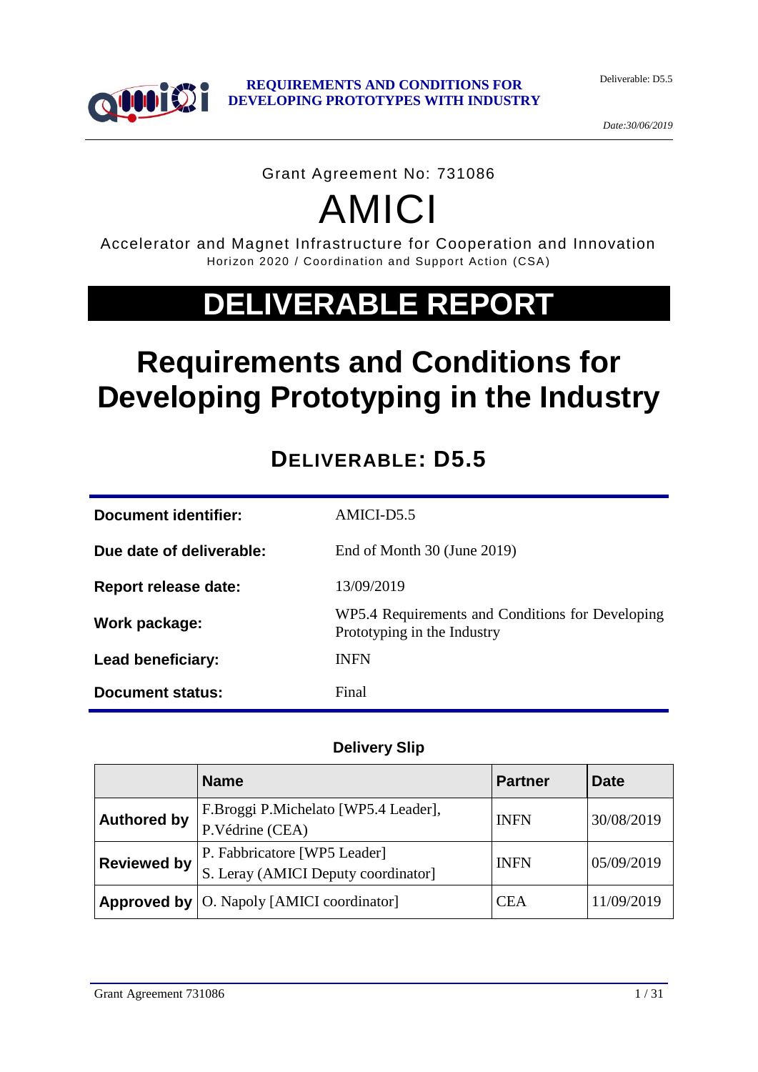Grant Agreement No: 731086

# AMICI

Accelerator and Magnet Infrastructure for Cooperation and Innovation

Horizon 2020 / Coordination and Support Action (CSA)

# DELIVERABLE REPORT

# Requirements and Conditions for Developing Prototyping in the Industry

## DELIVERABLE: D5.5

| | |
|---|---|
| **Document identifier:** | AMICI-D5.5 |
| **Due date of deliverable:** | End of Month 30 (June 2019) |
| **Report release date:** | 13/09/2019 |
| **Work package:** | WP5.4 Requirements and Conditions for Developing Prototyping in the Industry |
| **Lead beneficiary:** | INFN |
| **Document status:** | Final |

**Delivery Slip**

| | Name | Partner | Date |
|---|---|---|---|
| **Authored by** | F.Broggi P.Michelato [WP5.4 Leader], P.Védrine (CEA) | INFN | 30/08/2019 |
| **Reviewed by** | P. Fabbricatore [WP5 Leader] S. Leray (AMICI Deputy coordinator] | INFN | 05/09/2019 |
| **Approved by** | O. Napoly [AMICI coordinator] | CEA | 11/09/2019 |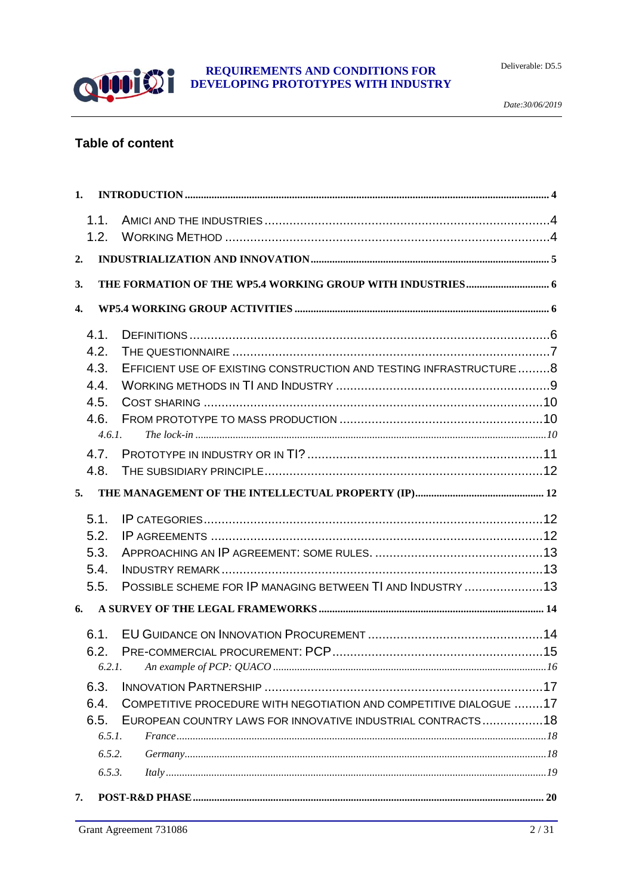## Table of content

1. INTRODUCTION ..... 4
   - 1.1. AMICI AND THE INDUSTRIES ..... 4
   - 1.2. WORKING METHOD ..... 4
2. INDUSTRIALIZATION AND INNOVATION ..... 5
3. THE FORMATION OF THE WP5.4 WORKING GROUP WITH INDUSTRIES ..... 6
4. WP5.4 WORKING GROUP ACTIVITIES ..... 6
   - 4.1. DEFINITIONS ..... 6
   - 4.2. THE QUESTIONNAIRE ..... 7
   - 4.3. EFFICIENT USE OF EXISTING CONSTRUCTION AND TESTING INFRASTRUCTURE ..... 8
   - 4.4. WORKING METHODS IN TI AND INDUSTRY ..... 9
   - 4.5. COST SHARING ..... 10
   - 4.6. FROM PROTOTYPE TO MASS PRODUCTION ..... 10
     - *4.6.1. The lock-in ..... 10*
   - 4.7. PROTOTYPE IN INDUSTRY OR IN TI? ..... 11
   - 4.8. THE SUBSIDIARY PRINCIPLE ..... 12
5. THE MANAGEMENT OF THE INTELLECTUAL PROPERTY (IP) ..... 12
   - 5.1. IP CATEGORIES ..... 12
   - 5.2. IP AGREEMENTS ..... 12
   - 5.3. APPROACHING AN IP AGREEMENT: SOME RULES. ..... 13
   - 5.4. INDUSTRY REMARK ..... 13
   - 5.5. POSSIBLE SCHEME FOR IP MANAGING BETWEEN TI AND INDUSTRY ..... 13
6. A SURVEY OF THE LEGAL FRAMEWORKS ..... 14
   - 6.1. EU GUIDANCE ON INNOVATION PROCUREMENT ..... 14
   - 6.2. PRE-COMMERCIAL PROCUREMENT: PCP ..... 15
     - *6.2.1. An example of PCP: QUACO ..... 16*
   - 6.3. INNOVATION PARTNERSHIP ..... 17
   - 6.4. COMPETITIVE PROCEDURE WITH NEGOTIATION AND COMPETITIVE DIALOGUE ..... 17
   - 6.5. EUROPEAN COUNTRY LAWS FOR INNOVATIVE INDUSTRIAL CONTRACTS ..... 18
     - *6.5.1. France ..... 18*
     - *6.5.2. Germany ..... 18*
     - *6.5.3. Italy ..... 19*
7. POST-R&D PHASE ..... 20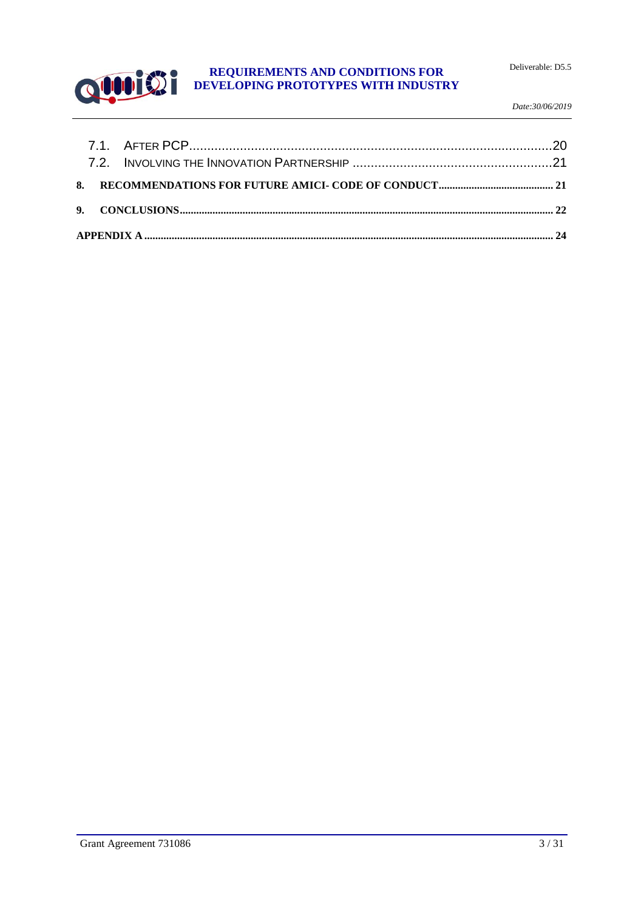7.1. AFTER PCP....................................................................................................20
7.2. INVOLVING THE INNOVATION PARTNERSHIP ......................................................21

**8. RECOMMENDATIONS FOR FUTURE AMICI- CODE OF CONDUCT.......................................... 21**

**9. CONCLUSIONS....................................................................................................................................... 22**

**APPENDIX A ................................................................................................................................................. 24**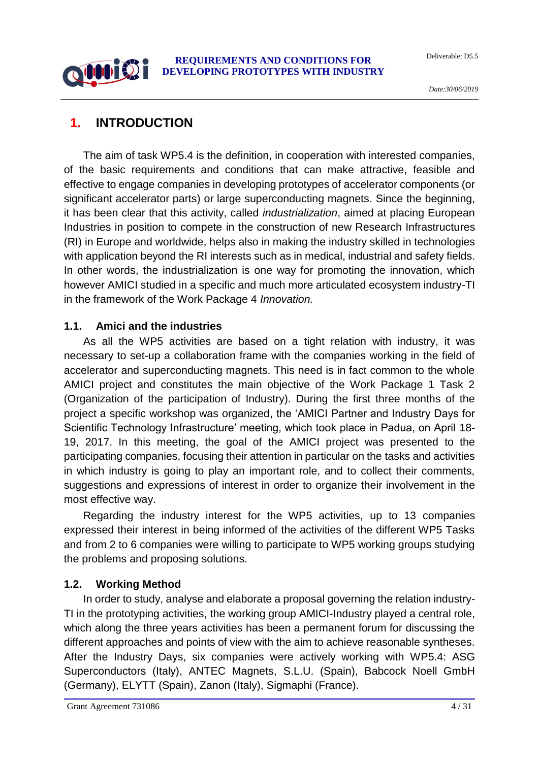# 1. INTRODUCTION

The aim of task WP5.4 is the definition, in cooperation with interested companies, of the basic requirements and conditions that can make attractive, feasible and effective to engage companies in developing prototypes of accelerator components (or significant accelerator parts) or large superconducting magnets. Since the beginning, it has been clear that this activity, called *industrialization*, aimed at placing European Industries in position to compete in the construction of new Research Infrastructures (RI) in Europe and worldwide, helps also in making the industry skilled in technologies with application beyond the RI interests such as in medical, industrial and safety fields. In other words, the industrialization is one way for promoting the innovation, which however AMICI studied in a specific and much more articulated ecosystem industry-TI in the framework of the Work Package 4 *Innovation.*

## 1.1. Amici and the industries

As all the WP5 activities are based on a tight relation with industry, it was necessary to set-up a collaboration frame with the companies working in the field of accelerator and superconducting magnets. This need is in fact common to the whole AMICI project and constitutes the main objective of the Work Package 1 Task 2 (Organization of the participation of Industry). During the first three months of the project a specific workshop was organized, the 'AMICI Partner and Industry Days for Scientific Technology Infrastructure' meeting, which took place in Padua, on April 18-19, 2017. In this meeting, the goal of the AMICI project was presented to the participating companies, focusing their attention in particular on the tasks and activities in which industry is going to play an important role, and to collect their comments, suggestions and expressions of interest in order to organize their involvement in the most effective way.

Regarding the industry interest for the WP5 activities, up to 13 companies expressed their interest in being informed of the activities of the different WP5 Tasks and from 2 to 6 companies were willing to participate to WP5 working groups studying the problems and proposing solutions.

## 1.2. Working Method

In order to study, analyse and elaborate a proposal governing the relation industry-TI in the prototyping activities, the working group AMICI-Industry played a central role, which along the three years activities has been a permanent forum for discussing the different approaches and points of view with the aim to achieve reasonable syntheses. After the Industry Days, six companies were actively working with WP5.4: ASG Superconductors (Italy), ANTEC Magnets, S.L.U. (Spain), Babcock Noell GmbH (Germany), ELYTT (Spain), Zanon (Italy), Sigmaphi (France).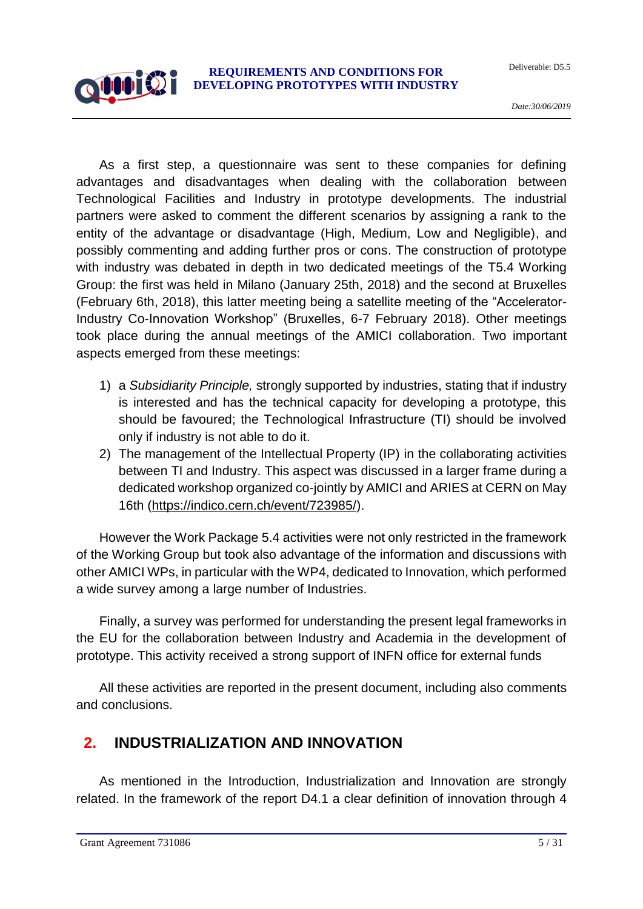As a first step, a questionnaire was sent to these companies for defining advantages and disadvantages when dealing with the collaboration between Technological Facilities and Industry in prototype developments. The industrial partners were asked to comment the different scenarios by assigning a rank to the entity of the advantage or disadvantage (High, Medium, Low and Negligible), and possibly commenting and adding further pros or cons. The construction of prototype with industry was debated in depth in two dedicated meetings of the T5.4 Working Group: the first was held in Milano (January 25th, 2018) and the second at Bruxelles (February 6th, 2018), this latter meeting being a satellite meeting of the "Accelerator-Industry Co-Innovation Workshop" (Bruxelles, 6-7 February 2018). Other meetings took place during the annual meetings of the AMICI collaboration. Two important aspects emerged from these meetings:

1) a *Subsidiarity Principle,* strongly supported by industries, stating that if industry is interested and has the technical capacity for developing a prototype, this should be favoured; the Technological Infrastructure (TI) should be involved only if industry is not able to do it.
2) The management of the Intellectual Property (IP) in the collaborating activities between TI and Industry. This aspect was discussed in a larger frame during a dedicated workshop organized co-jointly by AMICI and ARIES at CERN on May 16th (https://indico.cern.ch/event/723985/).

However the Work Package 5.4 activities were not only restricted in the framework of the Working Group but took also advantage of the information and discussions with other AMICI WPs, in particular with the WP4, dedicated to Innovation, which performed a wide survey among a large number of Industries.

Finally, a survey was performed for understanding the present legal frameworks in the EU for the collaboration between Industry and Academia in the development of prototype. This activity received a strong support of INFN office for external funds

All these activities are reported in the present document, including also comments and conclusions.

## 2. INDUSTRIALIZATION AND INNOVATION

As mentioned in the Introduction, Industrialization and Innovation are strongly related. In the framework of the report D4.1 a clear definition of innovation through 4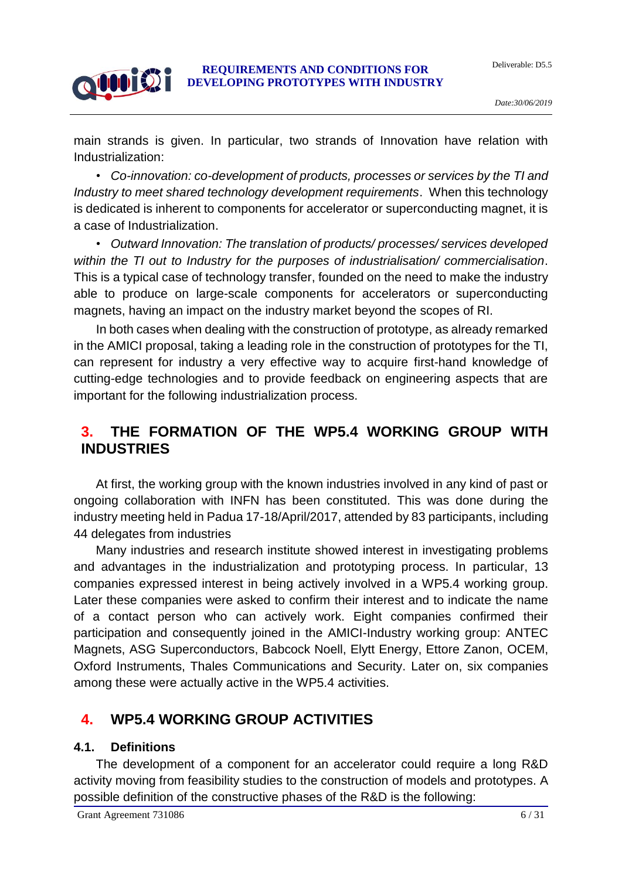main strands is given. In particular, two strands of Innovation have relation with Industrialization:

- *Co-innovation: co-development of products, processes or services by the TI and Industry to meet shared technology development requirements*. When this technology is dedicated is inherent to components for accelerator or superconducting magnet, it is a case of Industrialization.
- *Outward Innovation: The translation of products/ processes/ services developed within the TI out to Industry for the purposes of industrialisation/ commercialisation*. This is a typical case of technology transfer, founded on the need to make the industry able to produce on large-scale components for accelerators or superconducting magnets, having an impact on the industry market beyond the scopes of RI.

In both cases when dealing with the construction of prototype, as already remarked in the AMICI proposal, taking a leading role in the construction of prototypes for the TI, can represent for industry a very effective way to acquire first-hand knowledge of cutting-edge technologies and to provide feedback on engineering aspects that are important for the following industrialization process.

## 3. THE FORMATION OF THE WP5.4 WORKING GROUP WITH INDUSTRIES

At first, the working group with the known industries involved in any kind of past or ongoing collaboration with INFN has been constituted. This was done during the industry meeting held in Padua 17-18/April/2017, attended by 83 participants, including 44 delegates from industries

Many industries and research institute showed interest in investigating problems and advantages in the industrialization and prototyping process. In particular, 13 companies expressed interest in being actively involved in a WP5.4 working group. Later these companies were asked to confirm their interest and to indicate the name of a contact person who can actively work. Eight companies confirmed their participation and consequently joined in the AMICI-Industry working group: ANTEC Magnets, ASG Superconductors, Babcock Noell, Elytt Energy, Ettore Zanon, OCEM, Oxford Instruments, Thales Communications and Security. Later on, six companies among these were actually active in the WP5.4 activities.

## 4. WP5.4 WORKING GROUP ACTIVITIES

### 4.1. Definitions

The development of a component for an accelerator could require a long R&D activity moving from feasibility studies to the construction of models and prototypes. A possible definition of the constructive phases of the R&D is the following: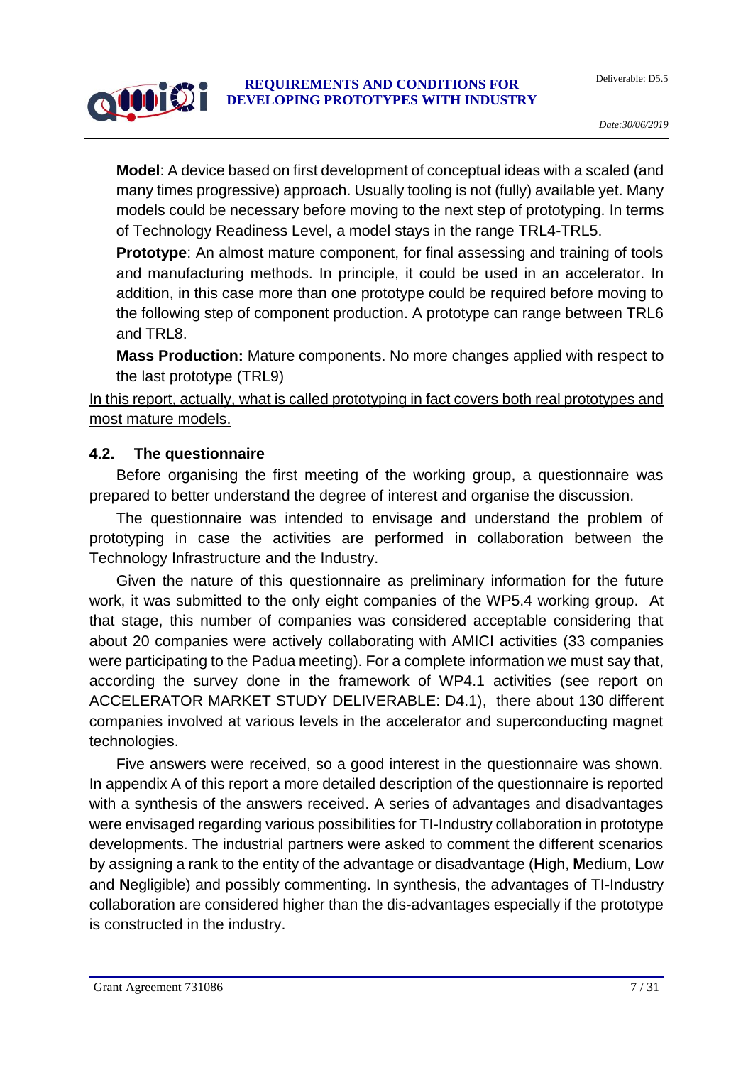**Model**: A device based on first development of conceptual ideas with a scaled (and many times progressive) approach. Usually tooling is not (fully) available yet. Many models could be necessary before moving to the next step of prototyping. In terms of Technology Readiness Level, a model stays in the range TRL4-TRL5.

**Prototype**: An almost mature component, for final assessing and training of tools and manufacturing methods. In principle, it could be used in an accelerator. In addition, in this case more than one prototype could be required before moving to the following step of component production. A prototype can range between TRL6 and TRL8.

**Mass Production:** Mature components. No more changes applied with respect to the last prototype (TRL9)

<u>In this report, actually, what is called prototyping in fact covers both real prototypes and most mature models.</u>

### 4.2. The questionnaire

Before organising the first meeting of the working group, a questionnaire was prepared to better understand the degree of interest and organise the discussion.

The questionnaire was intended to envisage and understand the problem of prototyping in case the activities are performed in collaboration between the Technology Infrastructure and the Industry.

Given the nature of this questionnaire as preliminary information for the future work, it was submitted to the only eight companies of the WP5.4 working group. At that stage, this number of companies was considered acceptable considering that about 20 companies were actively collaborating with AMICI activities (33 companies were participating to the Padua meeting). For a complete information we must say that, according the survey done in the framework of WP4.1 activities (see report on ACCELERATOR MARKET STUDY DELIVERABLE: D4.1), there about 130 different companies involved at various levels in the accelerator and superconducting magnet technologies.

Five answers were received, so a good interest in the questionnaire was shown. In appendix A of this report a more detailed description of the questionnaire is reported with a synthesis of the answers received. A series of advantages and disadvantages were envisaged regarding various possibilities for TI-Industry collaboration in prototype developments. The industrial partners were asked to comment the different scenarios by assigning a rank to the entity of the advantage or disadvantage (**H**igh, **M**edium, **L**ow and **N**egligible) and possibly commenting. In synthesis, the advantages of TI-Industry collaboration are considered higher than the dis-advantages especially if the prototype is constructed in the industry.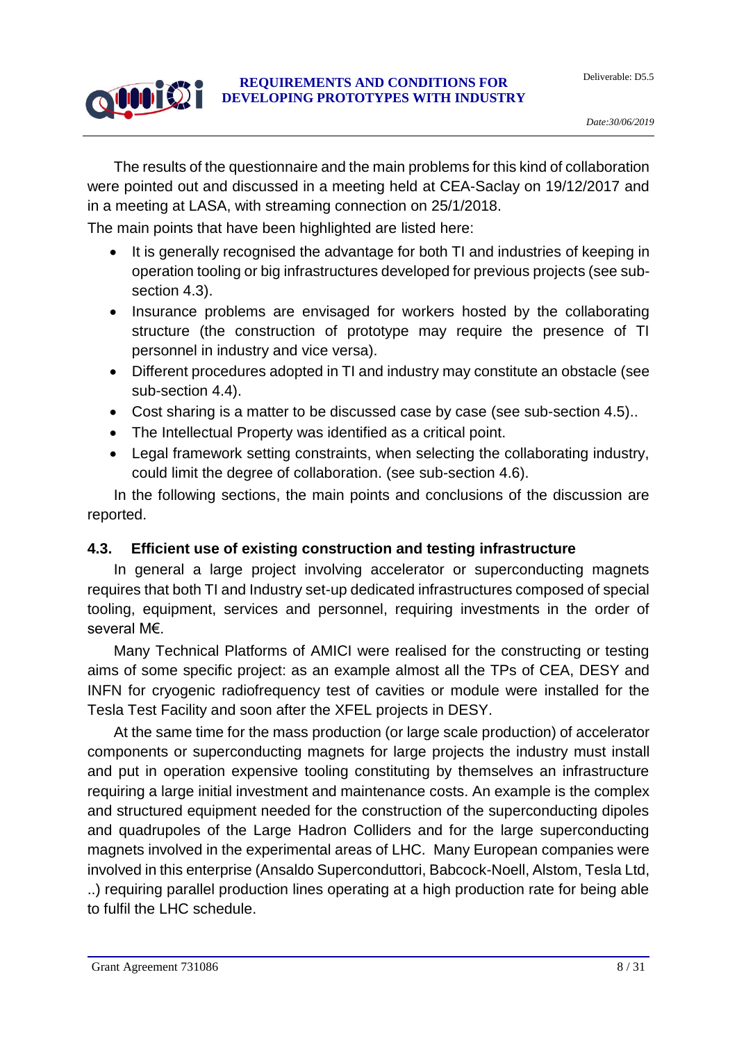The results of the questionnaire and the main problems for this kind of collaboration were pointed out and discussed in a meeting held at CEA-Saclay on 19/12/2017 and in a meeting at LASA, with streaming connection on 25/1/2018.

The main points that have been highlighted are listed here:

- It is generally recognised the advantage for both TI and industries of keeping in operation tooling or big infrastructures developed for previous projects (see sub-section 4.3).
- Insurance problems are envisaged for workers hosted by the collaborating structure (the construction of prototype may require the presence of TI personnel in industry and vice versa).
- Different procedures adopted in TI and industry may constitute an obstacle (see sub-section 4.4).
- Cost sharing is a matter to be discussed case by case (see sub-section 4.5)..
- The Intellectual Property was identified as a critical point.
- Legal framework setting constraints, when selecting the collaborating industry, could limit the degree of collaboration. (see sub-section 4.6).

In the following sections, the main points and conclusions of the discussion are reported.

### 4.3. Efficient use of existing construction and testing infrastructure

In general a large project involving accelerator or superconducting magnets requires that both TI and Industry set-up dedicated infrastructures composed of special tooling, equipment, services and personnel, requiring investments in the order of several M€.

Many Technical Platforms of AMICI were realised for the constructing or testing aims of some specific project: as an example almost all the TPs of CEA, DESY and INFN for cryogenic radiofrequency test of cavities or module were installed for the Tesla Test Facility and soon after the XFEL projects in DESY.

At the same time for the mass production (or large scale production) of accelerator components or superconducting magnets for large projects the industry must install and put in operation expensive tooling constituting by themselves an infrastructure requiring a large initial investment and maintenance costs. An example is the complex and structured equipment needed for the construction of the superconducting dipoles and quadrupoles of the Large Hadron Colliders and for the large superconducting magnets involved in the experimental areas of LHC. Many European companies were involved in this enterprise (Ansaldo Superconduttori, Babcock-Noell, Alstom, Tesla Ltd, ..) requiring parallel production lines operating at a high production rate for being able to fulfil the LHC schedule.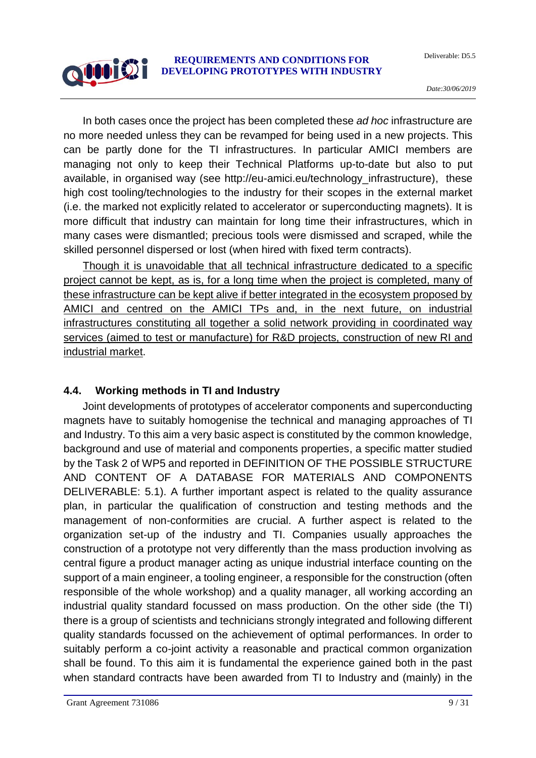In both cases once the project has been completed these *ad hoc* infrastructure are no more needed unless they can be revamped for being used in a new projects. This can be partly done for the TI infrastructures. In particular AMICI members are managing not only to keep their Technical Platforms up-to-date but also to put available, in organised way (see http://eu-amici.eu/technology_infrastructure), these high cost tooling/technologies to the industry for their scopes in the external market (i.e. the marked not explicitly related to accelerator or superconducting magnets). It is more difficult that industry can maintain for long time their infrastructures, which in many cases were dismantled; precious tools were dismissed and scraped, while the skilled personnel dispersed or lost (when hired with fixed term contracts).

<u>Though it is unavoidable that all technical infrastructure dedicated to a specific project cannot be kept, as is, for a long time when the project is completed, many of these infrastructure can be kept alive if better integrated in the ecosystem proposed by AMICI and centred on the AMICI TPs and, in the next future, on industrial infrastructures constituting all together a solid network providing in coordinated way services (aimed to test or manufacture) for R&D projects, construction of new RI and industrial market</u>.

## 4.4. Working methods in TI and Industry

Joint developments of prototypes of accelerator components and superconducting magnets have to suitably homogenise the technical and managing approaches of TI and Industry. To this aim a very basic aspect is constituted by the common knowledge, background and use of material and components properties, a specific matter studied by the Task 2 of WP5 and reported in DEFINITION OF THE POSSIBLE STRUCTURE AND CONTENT OF A DATABASE FOR MATERIALS AND COMPONENTS DELIVERABLE: 5.1). A further important aspect is related to the quality assurance plan, in particular the qualification of construction and testing methods and the management of non-conformities are crucial. A further aspect is related to the organization set-up of the industry and TI. Companies usually approaches the construction of a prototype not very differently than the mass production involving as central figure a product manager acting as unique industrial interface counting on the support of a main engineer, a tooling engineer, a responsible for the construction (often responsible of the whole workshop) and a quality manager, all working according an industrial quality standard focussed on mass production. On the other side (the TI) there is a group of scientists and technicians strongly integrated and following different quality standards focussed on the achievement of optimal performances. In order to suitably perform a co-joint activity a reasonable and practical common organization shall be found. To this aim it is fundamental the experience gained both in the past when standard contracts have been awarded from TI to Industry and (mainly) in the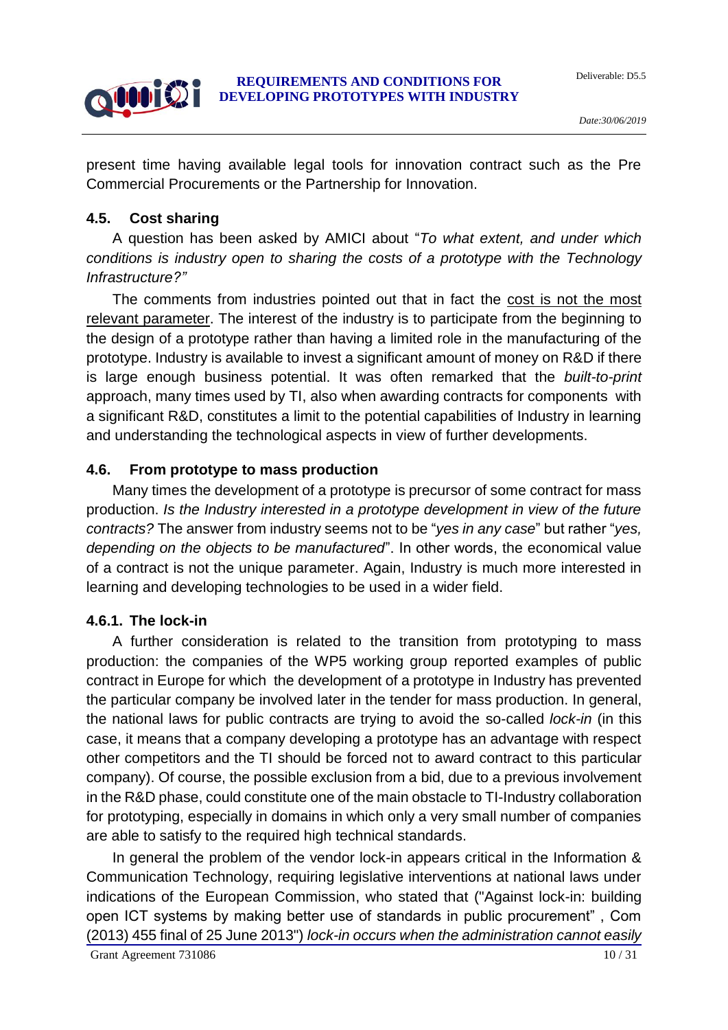present time having available legal tools for innovation contract such as the Pre Commercial Procurements or the Partnership for Innovation.

### 4.5. Cost sharing

A question has been asked by AMICI about "*To what extent, and under which conditions is industry open to sharing the costs of a prototype with the Technology Infrastructure?"*

The comments from industries pointed out that in fact the <u>cost is not the most relevant parameter</u>. The interest of the industry is to participate from the beginning to the design of a prototype rather than having a limited role in the manufacturing of the prototype. Industry is available to invest a significant amount of money on R&D if there is large enough business potential. It was often remarked that the *built-to-print* approach, many times used by TI, also when awarding contracts for components with a significant R&D, constitutes a limit to the potential capabilities of Industry in learning and understanding the technological aspects in view of further developments.

### 4.6. From prototype to mass production

Many times the development of a prototype is precursor of some contract for mass production. *Is the Industry interested in a prototype development in view of the future contracts?* The answer from industry seems not to be "*yes in any case*" but rather "*yes, depending on the objects to be manufactured*". In other words, the economical value of a contract is not the unique parameter. Again, Industry is much more interested in learning and developing technologies to be used in a wider field.

#### 4.6.1. The lock-in

A further consideration is related to the transition from prototyping to mass production: the companies of the WP5 working group reported examples of public contract in Europe for which the development of a prototype in Industry has prevented the particular company be involved later in the tender for mass production. In general, the national laws for public contracts are trying to avoid the so-called *lock-in* (in this case, it means that a company developing a prototype has an advantage with respect other competitors and the TI should be forced not to award contract to this particular company). Of course, the possible exclusion from a bid, due to a previous involvement in the R&D phase, could constitute one of the main obstacle to TI-Industry collaboration for prototyping, especially in domains in which only a very small number of companies are able to satisfy to the required high technical standards.

In general the problem of the vendor lock-in appears critical in the Information & Communication Technology, requiring legislative interventions at national laws under indications of the European Commission, who stated that ("Against lock-in: building open ICT systems by making better use of standards in public procurement" , Com (2013) 455 final of 25 June 2013") *lock-in occurs when the administration cannot easily*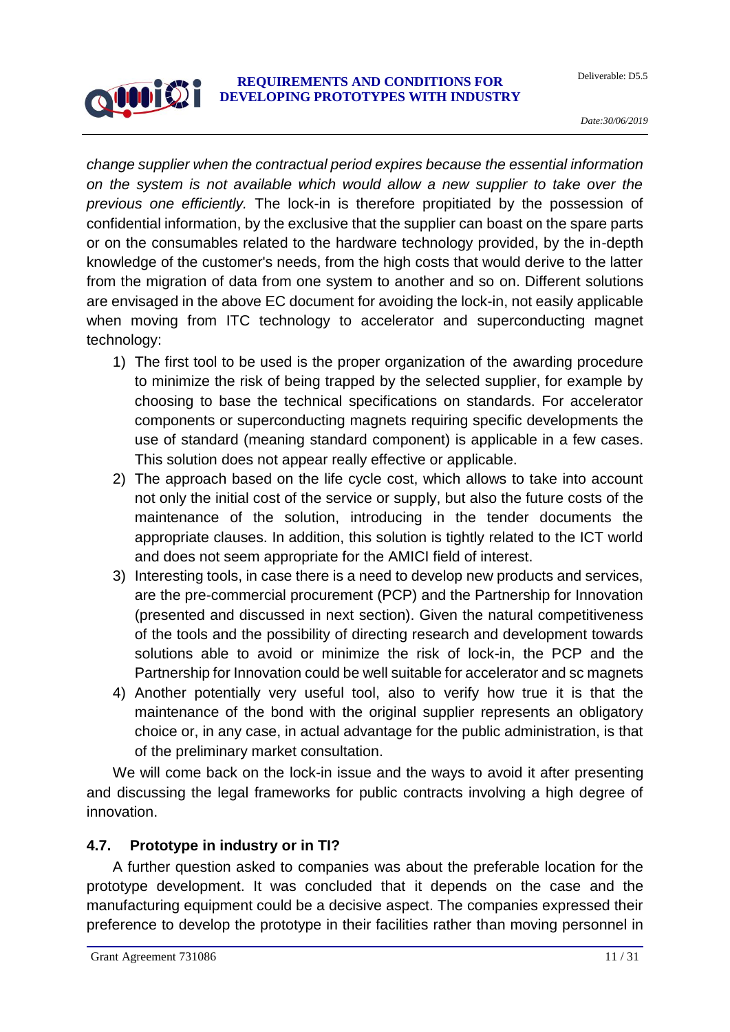*change supplier when the contractual period expires because the essential information on the system is not available which would allow a new supplier to take over the previous one efficiently.* The lock-in is therefore propitiated by the possession of confidential information, by the exclusive that the supplier can boast on the spare parts or on the consumables related to the hardware technology provided, by the in-depth knowledge of the customer's needs, from the high costs that would derive to the latter from the migration of data from one system to another and so on. Different solutions are envisaged in the above EC document for avoiding the lock-in, not easily applicable when moving from ITC technology to accelerator and superconducting magnet technology:

1) The first tool to be used is the proper organization of the awarding procedure to minimize the risk of being trapped by the selected supplier, for example by choosing to base the technical specifications on standards. For accelerator components or superconducting magnets requiring specific developments the use of standard (meaning standard component) is applicable in a few cases. This solution does not appear really effective or applicable.
2) The approach based on the life cycle cost, which allows to take into account not only the initial cost of the service or supply, but also the future costs of the maintenance of the solution, introducing in the tender documents the appropriate clauses. In addition, this solution is tightly related to the ICT world and does not seem appropriate for the AMICI field of interest.
3) Interesting tools, in case there is a need to develop new products and services, are the pre-commercial procurement (PCP) and the Partnership for Innovation (presented and discussed in next section). Given the natural competitiveness of the tools and the possibility of directing research and development towards solutions able to avoid or minimize the risk of lock-in, the PCP and the Partnership for Innovation could be well suitable for accelerator and sc magnets
4) Another potentially very useful tool, also to verify how true it is that the maintenance of the bond with the original supplier represents an obligatory choice or, in any case, in actual advantage for the public administration, is that of the preliminary market consultation.

We will come back on the lock-in issue and the ways to avoid it after presenting and discussing the legal frameworks for public contracts involving a high degree of innovation.

## 4.7. Prototype in industry or in TI?

A further question asked to companies was about the preferable location for the prototype development. It was concluded that it depends on the case and the manufacturing equipment could be a decisive aspect. The companies expressed their preference to develop the prototype in their facilities rather than moving personnel in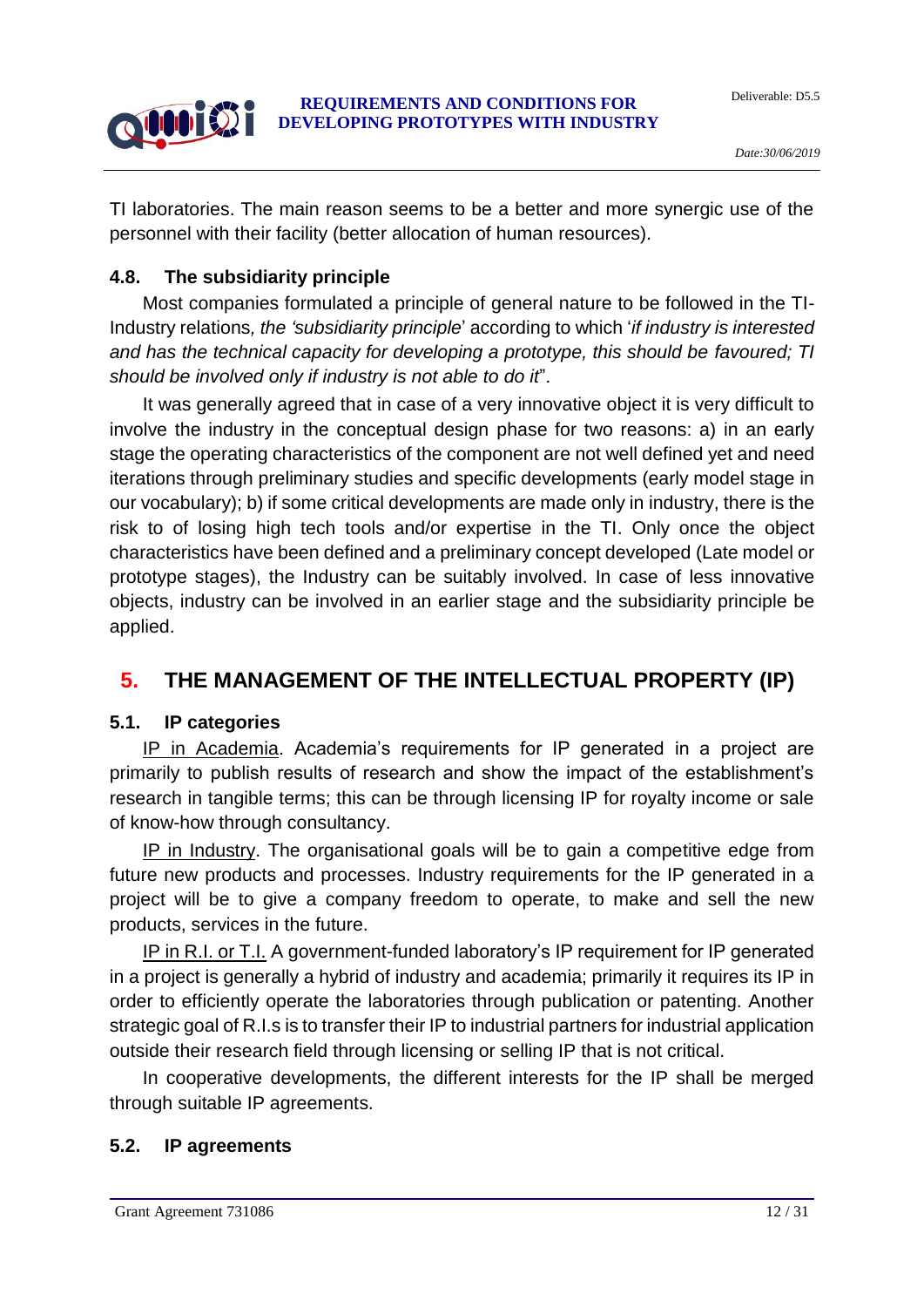TI laboratories. The main reason seems to be a better and more synergic use of the personnel with their facility (better allocation of human resources).

### 4.8. The subsidiarity principle

Most companies formulated a principle of general nature to be followed in the TI-Industry relations*, the 'subsidiarity principle*' according to which '*if industry is interested and has the technical capacity for developing a prototype, this should be favoured; TI should be involved only if industry is not able to do it*".

It was generally agreed that in case of a very innovative object it is very difficult to involve the industry in the conceptual design phase for two reasons: a) in an early stage the operating characteristics of the component are not well defined yet and need iterations through preliminary studies and specific developments (early model stage in our vocabulary); b) if some critical developments are made only in industry, there is the risk to of losing high tech tools and/or expertise in the TI. Only once the object characteristics have been defined and a preliminary concept developed (Late model or prototype stages), the Industry can be suitably involved. In case of less innovative objects, industry can be involved in an earlier stage and the subsidiarity principle be applied.

## 5. THE MANAGEMENT OF THE INTELLECTUAL PROPERTY (IP)

### 5.1. IP categories

<u>IP in Academia</u>. Academia's requirements for IP generated in a project are primarily to publish results of research and show the impact of the establishment's research in tangible terms; this can be through licensing IP for royalty income or sale of know-how through consultancy.

<u>IP in Industry</u>. The organisational goals will be to gain a competitive edge from future new products and processes. Industry requirements for the IP generated in a project will be to give a company freedom to operate, to make and sell the new products, services in the future.

<u>IP in R.I. or T.I.</u> A government-funded laboratory's IP requirement for IP generated in a project is generally a hybrid of industry and academia; primarily it requires its IP in order to efficiently operate the laboratories through publication or patenting. Another strategic goal of R.I.s is to transfer their IP to industrial partners for industrial application outside their research field through licensing or selling IP that is not critical.

In cooperative developments, the different interests for the IP shall be merged through suitable IP agreements.

### 5.2. IP agreements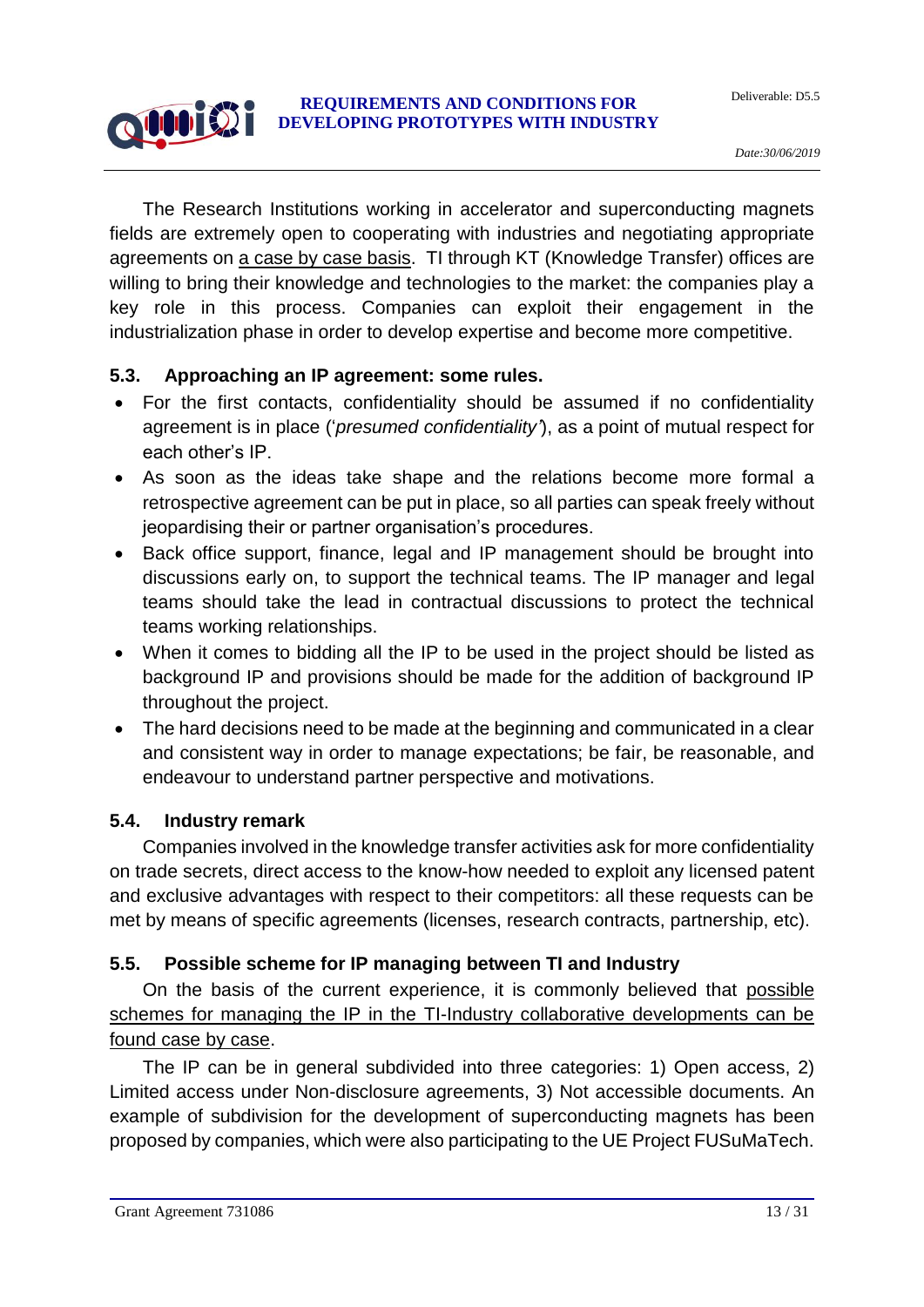The Research Institutions working in accelerator and superconducting magnets fields are extremely open to cooperating with industries and negotiating appropriate agreements on <u>a case by case basis</u>. TI through KT (Knowledge Transfer) offices are willing to bring their knowledge and technologies to the market: the companies play a key role in this process. Companies can exploit their engagement in the industrialization phase in order to develop expertise and become more competitive.

### 5.3. Approaching an IP agreement: some rules.

- For the first contacts, confidentiality should be assumed if no confidentiality agreement is in place (‘*presumed confidentiality*’), as a point of mutual respect for each other’s IP.
- As soon as the ideas take shape and the relations become more formal a retrospective agreement can be put in place, so all parties can speak freely without jeopardising their or partner organisation’s procedures.
- Back office support, finance, legal and IP management should be brought into discussions early on, to support the technical teams. The IP manager and legal teams should take the lead in contractual discussions to protect the technical teams working relationships.
- When it comes to bidding all the IP to be used in the project should be listed as background IP and provisions should be made for the addition of background IP throughout the project.
- The hard decisions need to be made at the beginning and communicated in a clear and consistent way in order to manage expectations; be fair, be reasonable, and endeavour to understand partner perspective and motivations.

### 5.4. Industry remark

Companies involved in the knowledge transfer activities ask for more confidentiality on trade secrets, direct access to the know-how needed to exploit any licensed patent and exclusive advantages with respect to their competitors: all these requests can be met by means of specific agreements (licenses, research contracts, partnership, etc).

### 5.5. Possible scheme for IP managing between TI and Industry

On the basis of the current experience, it is commonly believed that <u>possible schemes for managing the IP in the TI-Industry collaborative developments can be found case by case</u>.

The IP can be in general subdivided into three categories: 1) Open access, 2) Limited access under Non-disclosure agreements, 3) Not accessible documents. An example of subdivision for the development of superconducting magnets has been proposed by companies, which were also participating to the UE Project FUSuMaTech.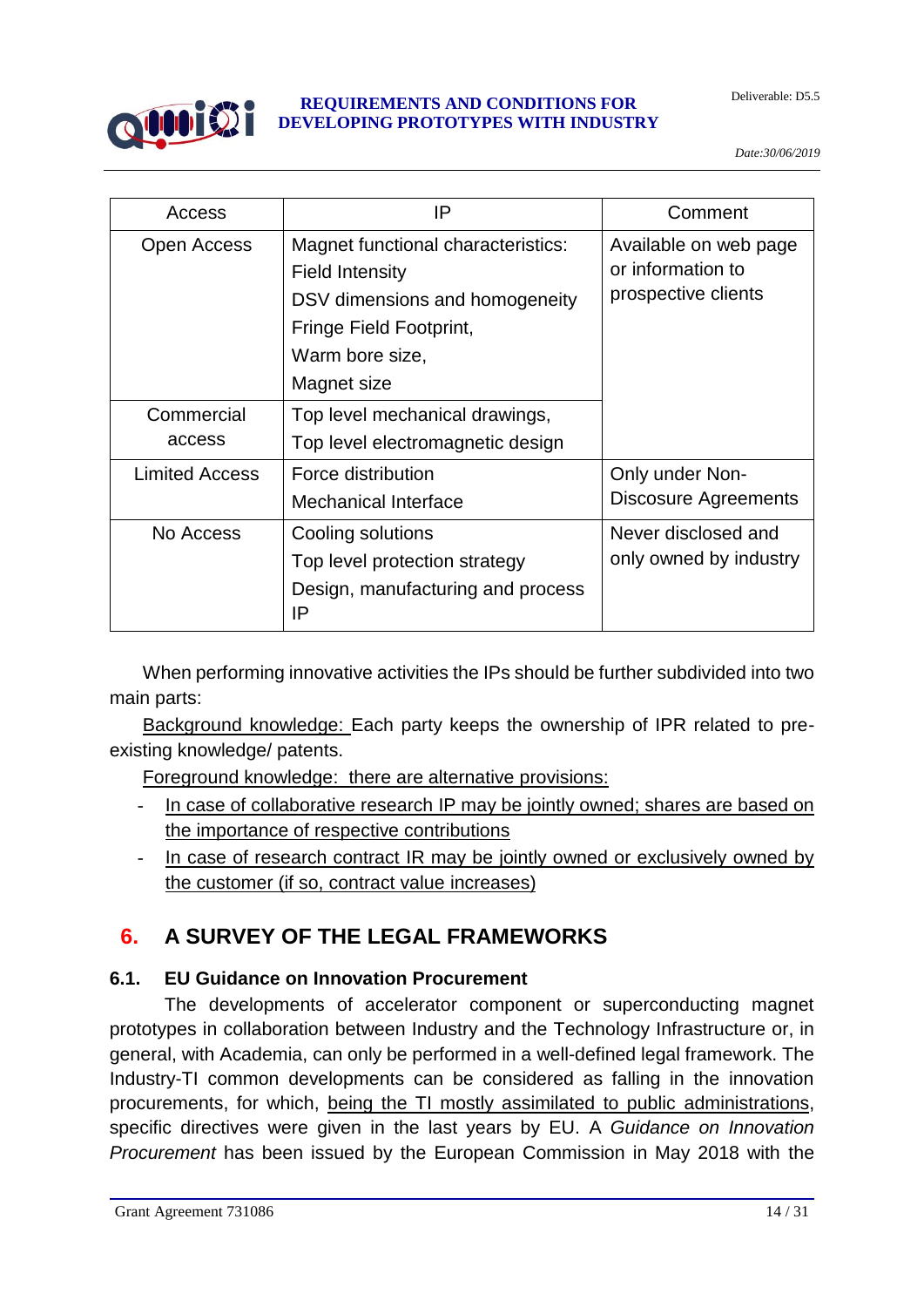| Access | IP | Comment |
|---|---|---|
| Open Access | Magnet functional characteristics:<br>Field Intensity<br>DSV dimensions and homogeneity<br>Fringe Field Footprint,<br>Warm bore size,<br>Magnet size | Available on web page or information to prospective clients |
| Commercial access | Top level mechanical drawings,<br>Top level electromagnetic design | |
| Limited Access | Force distribution<br>Mechanical Interface | Only under Non-Discosure Agreements |
| No Access | Cooling solutions<br>Top level protection strategy<br>Design, manufacturing and process IP | Never disclosed and only owned by industry |

When performing innovative activities the IPs should be further subdivided into two main parts:

<u>Background knowledge:</u> Each party keeps the ownership of IPR related to pre-existing knowledge/ patents.

<u>Foreground knowledge: there are alternative provisions:</u>

- <u>In case of collaborative research IP may be jointly owned; shares are based on the importance of respective contributions</u>
- <u>In case of research contract IR may be jointly owned or exclusively owned by the customer (if so, contract value increases)</u>

# 6. A SURVEY OF THE LEGAL FRAMEWORKS

## 6.1. EU Guidance on Innovation Procurement

The developments of accelerator component or superconducting magnet prototypes in collaboration between Industry and the Technology Infrastructure or, in general, with Academia, can only be performed in a well-defined legal framework. The Industry-TI common developments can be considered as falling in the innovation procurements, for which, <u>being the TI mostly assimilated to public administrations</u>, specific directives were given in the last years by EU. A *Guidance on Innovation Procurement* has been issued by the European Commission in May 2018 with the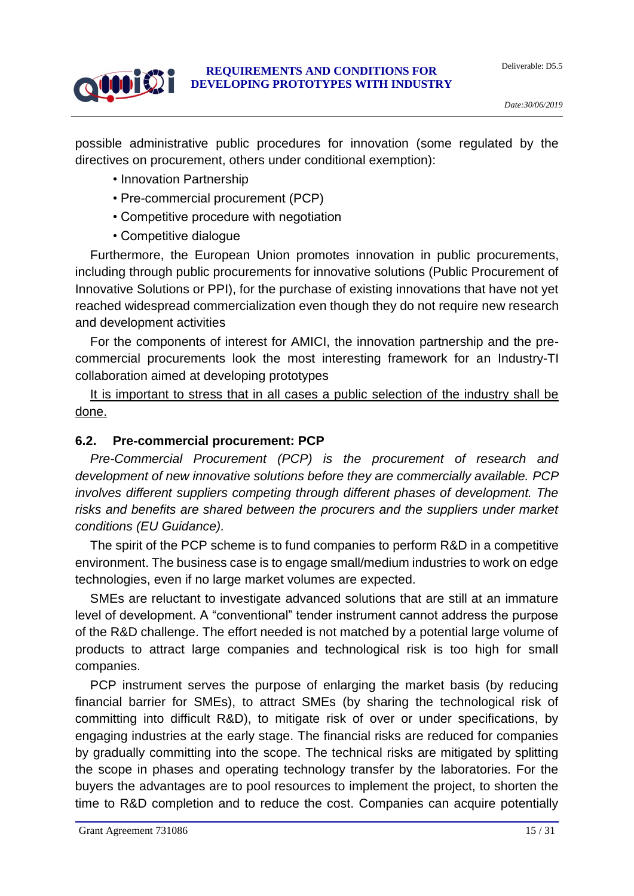possible administrative public procedures for innovation (some regulated by the directives on procurement, others under conditional exemption):

- Innovation Partnership
- Pre-commercial procurement (PCP)
- Competitive procedure with negotiation
- Competitive dialogue

Furthermore, the European Union promotes innovation in public procurements, including through public procurements for innovative solutions (Public Procurement of Innovative Solutions or PPI), for the purchase of existing innovations that have not yet reached widespread commercialization even though they do not require new research and development activities

For the components of interest for AMICI, the innovation partnership and the pre-commercial procurements look the most interesting framework for an Industry-TI collaboration aimed at developing prototypes

<u>It is important to stress that in all cases a public selection of the industry shall be done.</u>

### 6.2. Pre-commercial procurement: PCP

*Pre-Commercial Procurement (PCP) is the procurement of research and development of new innovative solutions before they are commercially available. PCP involves different suppliers competing through different phases of development. The risks and benefits are shared between the procurers and the suppliers under market conditions (EU Guidance).*

The spirit of the PCP scheme is to fund companies to perform R&D in a competitive environment. The business case is to engage small/medium industries to work on edge technologies, even if no large market volumes are expected.

SMEs are reluctant to investigate advanced solutions that are still at an immature level of development. A "conventional" tender instrument cannot address the purpose of the R&D challenge. The effort needed is not matched by a potential large volume of products to attract large companies and technological risk is too high for small companies.

PCP instrument serves the purpose of enlarging the market basis (by reducing financial barrier for SMEs), to attract SMEs (by sharing the technological risk of committing into difficult R&D), to mitigate risk of over or under specifications, by engaging industries at the early stage. The financial risks are reduced for companies by gradually committing into the scope. The technical risks are mitigated by splitting the scope in phases and operating technology transfer by the laboratories. For the buyers the advantages are to pool resources to implement the project, to shorten the time to R&D completion and to reduce the cost. Companies can acquire potentially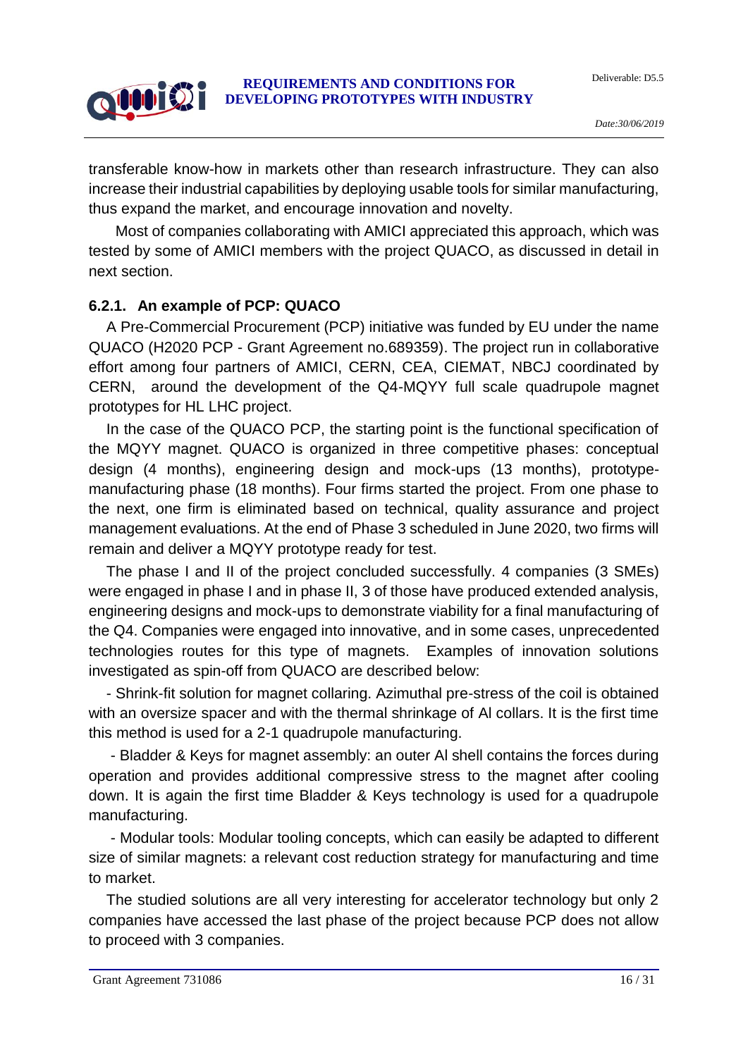transferable know-how in markets other than research infrastructure. They can also increase their industrial capabilities by deploying usable tools for similar manufacturing, thus expand the market, and encourage innovation and novelty.

Most of companies collaborating with AMICI appreciated this approach, which was tested by some of AMICI members with the project QUACO, as discussed in detail in next section.

### 6.2.1. An example of PCP: QUACO

A Pre-Commercial Procurement (PCP) initiative was funded by EU under the name QUACO (H2020 PCP - Grant Agreement no.689359). The project run in collaborative effort among four partners of AMICI, CERN, CEA, CIEMAT, NBCJ coordinated by CERN, around the development of the Q4-MQYY full scale quadrupole magnet prototypes for HL LHC project.

In the case of the QUACO PCP, the starting point is the functional specification of the MQYY magnet. QUACO is organized in three competitive phases: conceptual design (4 months), engineering design and mock-ups (13 months), prototype-manufacturing phase (18 months). Four firms started the project. From one phase to the next, one firm is eliminated based on technical, quality assurance and project management evaluations. At the end of Phase 3 scheduled in June 2020, two firms will remain and deliver a MQYY prototype ready for test.

The phase I and II of the project concluded successfully. 4 companies (3 SMEs) were engaged in phase I and in phase II, 3 of those have produced extended analysis, engineering designs and mock-ups to demonstrate viability for a final manufacturing of the Q4. Companies were engaged into innovative, and in some cases, unprecedented technologies routes for this type of magnets. Examples of innovation solutions investigated as spin-off from QUACO are described below:

- Shrink-fit solution for magnet collaring. Azimuthal pre-stress of the coil is obtained with an oversize spacer and with the thermal shrinkage of Al collars. It is the first time this method is used for a 2-1 quadrupole manufacturing.
- Bladder & Keys for magnet assembly: an outer Al shell contains the forces during operation and provides additional compressive stress to the magnet after cooling down. It is again the first time Bladder & Keys technology is used for a quadrupole manufacturing.
- Modular tools: Modular tooling concepts, which can easily be adapted to different size of similar magnets: a relevant cost reduction strategy for manufacturing and time to market.

The studied solutions are all very interesting for accelerator technology but only 2 companies have accessed the last phase of the project because PCP does not allow to proceed with 3 companies.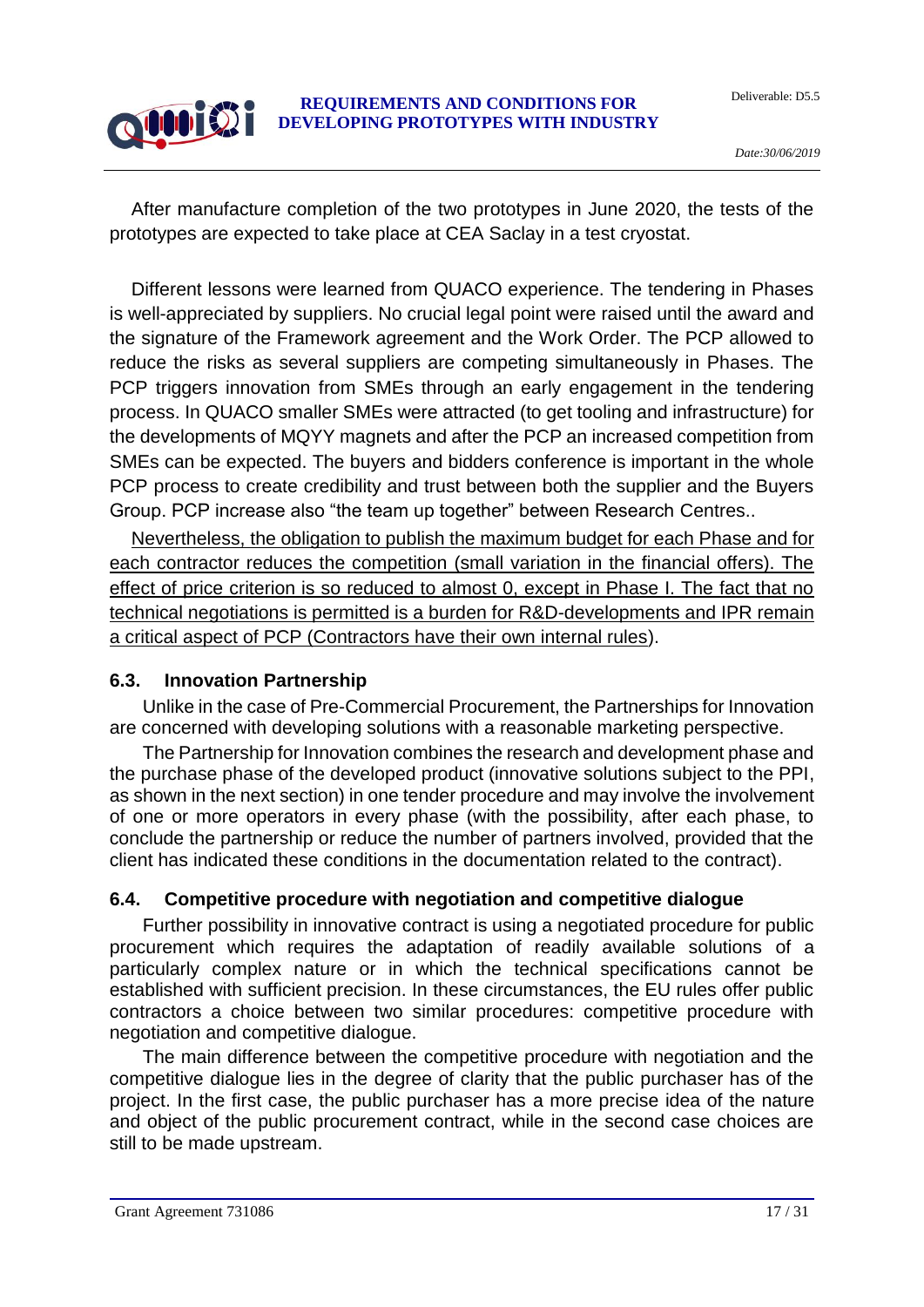After manufacture completion of the two prototypes in June 2020, the tests of the prototypes are expected to take place at CEA Saclay in a test cryostat.

Different lessons were learned from QUACO experience. The tendering in Phases is well-appreciated by suppliers. No crucial legal point were raised until the award and the signature of the Framework agreement and the Work Order. The PCP allowed to reduce the risks as several suppliers are competing simultaneously in Phases. The PCP triggers innovation from SMEs through an early engagement in the tendering process. In QUACO smaller SMEs were attracted (to get tooling and infrastructure) for the developments of MQYY magnets and after the PCP an increased competition from SMEs can be expected. The buyers and bidders conference is important in the whole PCP process to create credibility and trust between both the supplier and the Buyers Group. PCP increase also "the team up together" between Research Centres..

<u>Nevertheless, the obligation to publish the maximum budget for each Phase and for each contractor reduces the competition (small variation in the financial offers). The effect of price criterion is so reduced to almost 0, except in Phase I. The fact that no technical negotiations is permitted is a burden for R&D-developments and IPR remain a critical aspect of PCP (Contractors have their own internal rules</u>).

## 6.3. Innovation Partnership

Unlike in the case of Pre-Commercial Procurement, the Partnerships for Innovation are concerned with developing solutions with a reasonable marketing perspective.

The Partnership for Innovation combines the research and development phase and the purchase phase of the developed product (innovative solutions subject to the PPI, as shown in the next section) in one tender procedure and may involve the involvement of one or more operators in every phase (with the possibility, after each phase, to conclude the partnership or reduce the number of partners involved, provided that the client has indicated these conditions in the documentation related to the contract).

## 6.4. Competitive procedure with negotiation and competitive dialogue

Further possibility in innovative contract is using a negotiated procedure for public procurement which requires the adaptation of readily available solutions of a particularly complex nature or in which the technical specifications cannot be established with sufficient precision. In these circumstances, the EU rules offer public contractors a choice between two similar procedures: competitive procedure with negotiation and competitive dialogue.

The main difference between the competitive procedure with negotiation and the competitive dialogue lies in the degree of clarity that the public purchaser has of the project. In the first case, the public purchaser has a more precise idea of the nature and object of the public procurement contract, while in the second case choices are still to be made upstream.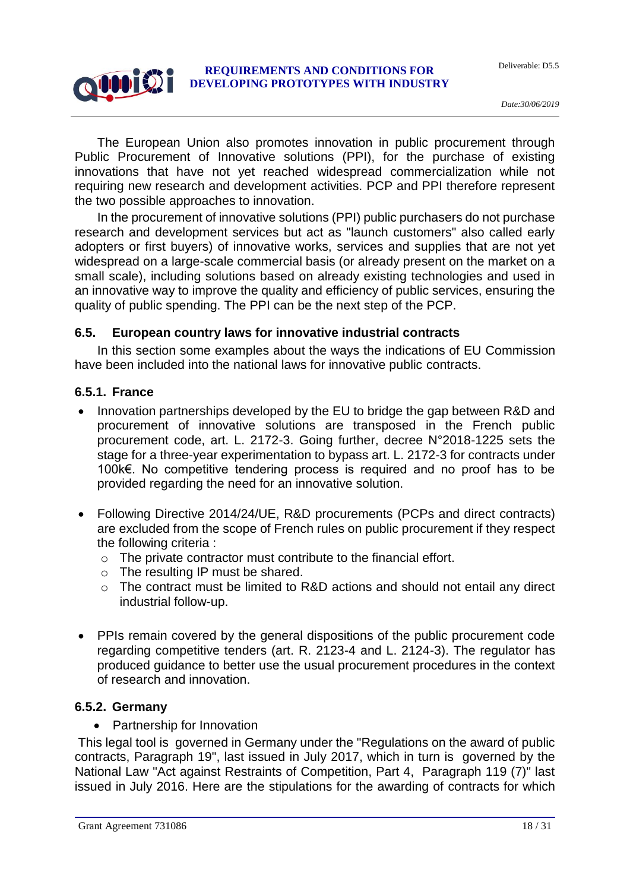The European Union also promotes innovation in public procurement through Public Procurement of Innovative solutions (PPI), for the purchase of existing innovations that have not yet reached widespread commercialization while not requiring new research and development activities. PCP and PPI therefore represent the two possible approaches to innovation.

In the procurement of innovative solutions (PPI) public purchasers do not purchase research and development services but act as "launch customers" also called early adopters or first buyers) of innovative works, services and supplies that are not yet widespread on a large-scale commercial basis (or already present on the market on a small scale), including solutions based on already existing technologies and used in an innovative way to improve the quality and efficiency of public services, ensuring the quality of public spending. The PPI can be the next step of the PCP.

### 6.5. European country laws for innovative industrial contracts

In this section some examples about the ways the indications of EU Commission have been included into the national laws for innovative public contracts.

#### 6.5.1. France

- Innovation partnerships developed by the EU to bridge the gap between R&D and procurement of innovative solutions are transposed in the French public procurement code, art. L. 2172-3. Going further, decree N°2018-1225 sets the stage for a three-year experimentation to bypass art. L. 2172-3 for contracts under 100k€. No competitive tendering process is required and no proof has to be provided regarding the need for an innovative solution.

- Following Directive 2014/24/UE, R&D procurements (PCPs and direct contracts) are excluded from the scope of French rules on public procurement if they respect the following criteria :
  - The private contractor must contribute to the financial effort.
  - The resulting IP must be shared.
  - The contract must be limited to R&D actions and should not entail any direct industrial follow-up.

- PPIs remain covered by the general dispositions of the public procurement code regarding competitive tenders (art. R. 2123-4 and L. 2124-3). The regulator has produced guidance to better use the usual procurement procedures in the context of research and innovation.

#### 6.5.2. Germany

- Partnership for Innovation

This legal tool is governed in Germany under the "Regulations on the award of public contracts, Paragraph 19", last issued in July 2017, which in turn is governed by the National Law "Act against Restraints of Competition, Part 4, Paragraph 119 (7)" last issued in July 2016. Here are the stipulations for the awarding of contracts for which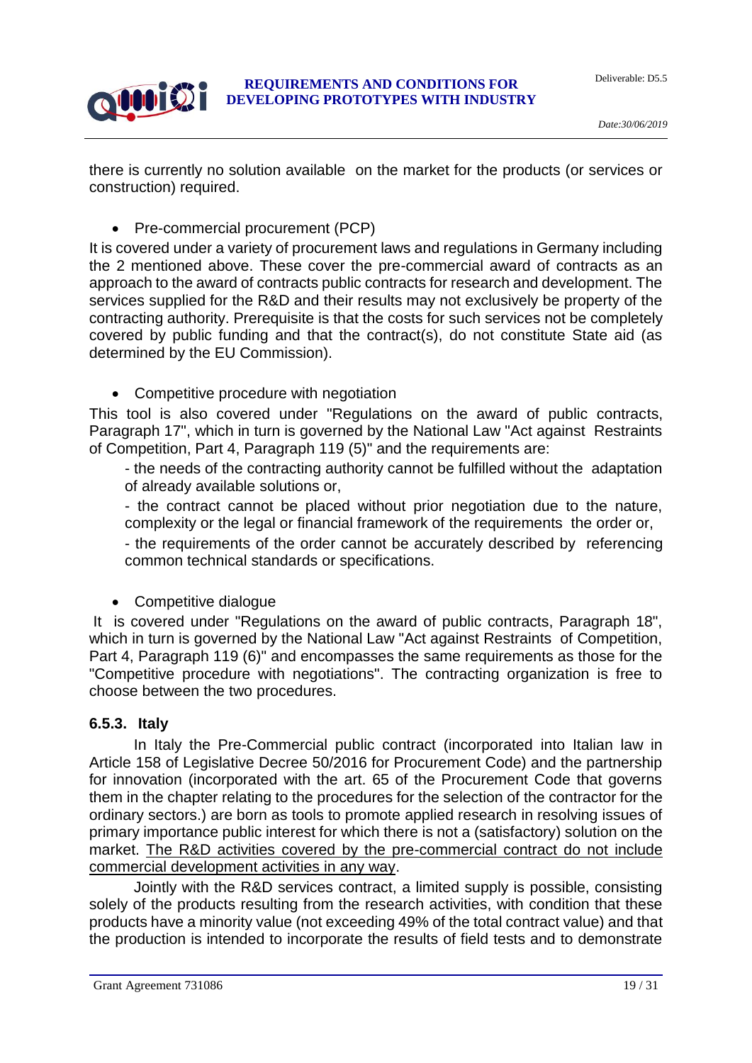there is currently no solution available on the market for the products (or services or construction) required.

- Pre-commercial procurement (PCP)

It is covered under a variety of procurement laws and regulations in Germany including the 2 mentioned above. These cover the pre-commercial award of contracts as an approach to the award of contracts public contracts for research and development. The services supplied for the R&D and their results may not exclusively be property of the contracting authority. Prerequisite is that the costs for such services not be completely covered by public funding and that the contract(s), do not constitute State aid (as determined by the EU Commission).

- Competitive procedure with negotiation

This tool is also covered under "Regulations on the award of public contracts, Paragraph 17", which in turn is governed by the National Law "Act against Restraints of Competition, Part 4, Paragraph 119 (5)" and the requirements are:

- the needs of the contracting authority cannot be fulfilled without the adaptation of already available solutions or,
- the contract cannot be placed without prior negotiation due to the nature, complexity or the legal or financial framework of the requirements the order or,
- the requirements of the order cannot be accurately described by referencing common technical standards or specifications.

- Competitive dialogue

It is covered under "Regulations on the award of public contracts, Paragraph 18", which in turn is governed by the National Law "Act against Restraints of Competition, Part 4, Paragraph 119 (6)" and encompasses the same requirements as those for the "Competitive procedure with negotiations". The contracting organization is free to choose between the two procedures.

### 6.5.3. Italy

In Italy the Pre-Commercial public contract (incorporated into Italian law in Article 158 of Legislative Decree 50/2016 for Procurement Code) and the partnership for innovation (incorporated with the art. 65 of the Procurement Code that governs them in the chapter relating to the procedures for the selection of the contractor for the ordinary sectors.) are born as tools to promote applied research in resolving issues of primary importance public interest for which there is not a (satisfactory) solution on the market. <u>The R&D activities covered by the pre-commercial contract do not include commercial development activities in any way</u>.

Jointly with the R&D services contract, a limited supply is possible, consisting solely of the products resulting from the research activities, with condition that these products have a minority value (not exceeding 49% of the total contract value) and that the production is intended to incorporate the results of field tests and to demonstrate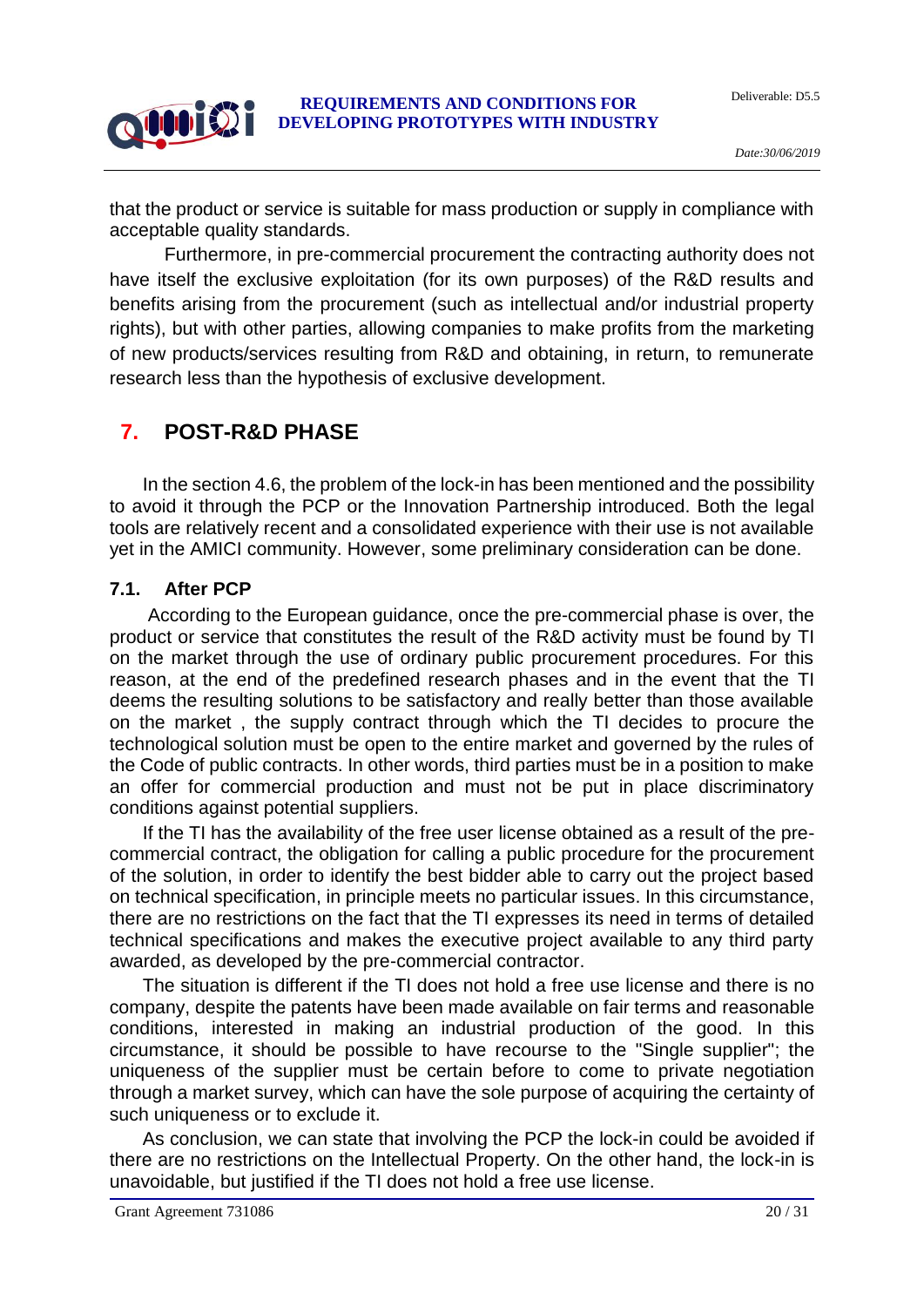that the product or service is suitable for mass production or supply in compliance with acceptable quality standards.

Furthermore, in pre-commercial procurement the contracting authority does not have itself the exclusive exploitation (for its own purposes) of the R&D results and benefits arising from the procurement (such as intellectual and/or industrial property rights), but with other parties, allowing companies to make profits from the marketing of new products/services resulting from R&D and obtaining, in return, to remunerate research less than the hypothesis of exclusive development.

# 7. POST-R&D PHASE

In the section 4.6, the problem of the lock-in has been mentioned and the possibility to avoid it through the PCP or the Innovation Partnership introduced. Both the legal tools are relatively recent and a consolidated experience with their use is not available yet in the AMICI community. However, some preliminary consideration can be done.

## 7.1. After PCP

According to the European guidance, once the pre-commercial phase is over, the product or service that constitutes the result of the R&D activity must be found by TI on the market through the use of ordinary public procurement procedures. For this reason, at the end of the predefined research phases and in the event that the TI deems the resulting solutions to be satisfactory and really better than those available on the market , the supply contract through which the TI decides to procure the technological solution must be open to the entire market and governed by the rules of the Code of public contracts. In other words, third parties must be in a position to make an offer for commercial production and must not be put in place discriminatory conditions against potential suppliers.

If the TI has the availability of the free user license obtained as a result of the pre-commercial contract, the obligation for calling a public procedure for the procurement of the solution, in order to identify the best bidder able to carry out the project based on technical specification, in principle meets no particular issues. In this circumstance, there are no restrictions on the fact that the TI expresses its need in terms of detailed technical specifications and makes the executive project available to any third party awarded, as developed by the pre-commercial contractor.

The situation is different if the TI does not hold a free use license and there is no company, despite the patents have been made available on fair terms and reasonable conditions, interested in making an industrial production of the good. In this circumstance, it should be possible to have recourse to the "Single supplier"; the uniqueness of the supplier must be certain before to come to private negotiation through a market survey, which can have the sole purpose of acquiring the certainty of such uniqueness or to exclude it.

As conclusion, we can state that involving the PCP the lock-in could be avoided if there are no restrictions on the Intellectual Property. On the other hand, the lock-in is unavoidable, but justified if the TI does not hold a free use license.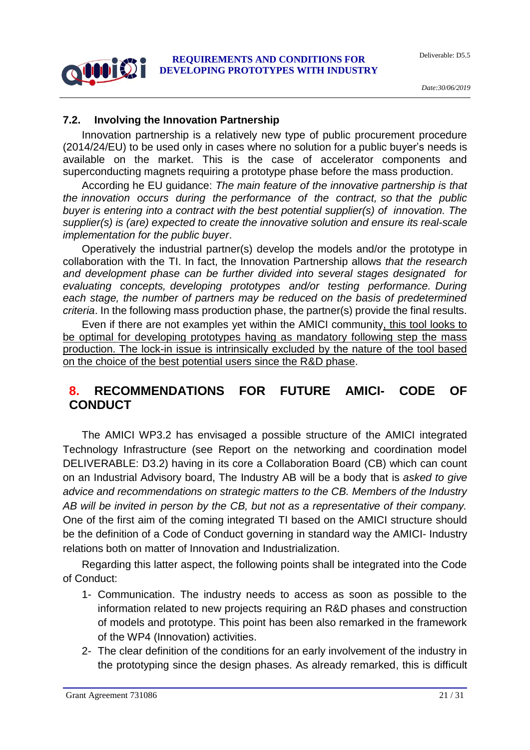### 7.2. Involving the Innovation Partnership

Innovation partnership is a relatively new type of public procurement procedure (2014/24/EU) to be used only in cases where no solution for a public buyer's needs is available on the market. This is the case of accelerator components and superconducting magnets requiring a prototype phase before the mass production.

According he EU guidance: *The main feature of the innovative partnership is that the innovation occurs during the performance of the contract, so that the public buyer is entering into a contract with the best potential supplier(s) of innovation. The supplier(s) is (are) expected to create the innovative solution and ensure its real-scale implementation for the public buyer*.

Operatively the industrial partner(s) develop the models and/or the prototype in collaboration with the TI. In fact, the Innovation Partnership allows *that the research and development phase can be further divided into several stages designated for evaluating concepts, developing prototypes and/or testing performance. During each stage, the number of partners may be reduced on the basis of predetermined criteria*. In the following mass production phase, the partner(s) provide the final results.

Even if there are not examples yet within the AMICI community, <u>this tool looks to be optimal for developing prototypes having as mandatory following step the mass production. The lock-in issue is intrinsically excluded by the nature of the tool based on the choice of the best potential users since the R&D phase</u>.

## 8. RECOMMENDATIONS FOR FUTURE AMICI- CODE OF CONDUCT

The AMICI WP3.2 has envisaged a possible structure of the AMICI integrated Technology Infrastructure (see Report on the networking and coordination model DELIVERABLE: D3.2) having in its core a Collaboration Board (CB) which can count on an Industrial Advisory board, The Industry AB will be a body that is *asked to give advice and recommendations on strategic matters to the CB. Members of the Industry AB will be invited in person by the CB, but not as a representative of their company.* One of the first aim of the coming integrated TI based on the AMICI structure should be the definition of a Code of Conduct governing in standard way the AMICI- Industry relations both on matter of Innovation and Industrialization.

Regarding this latter aspect, the following points shall be integrated into the Code of Conduct:

1- Communication. The industry needs to access as soon as possible to the information related to new projects requiring an R&D phases and construction of models and prototype. This point has been also remarked in the framework of the WP4 (Innovation) activities.

2- The clear definition of the conditions for an early involvement of the industry in the prototyping since the design phases. As already remarked, this is difficult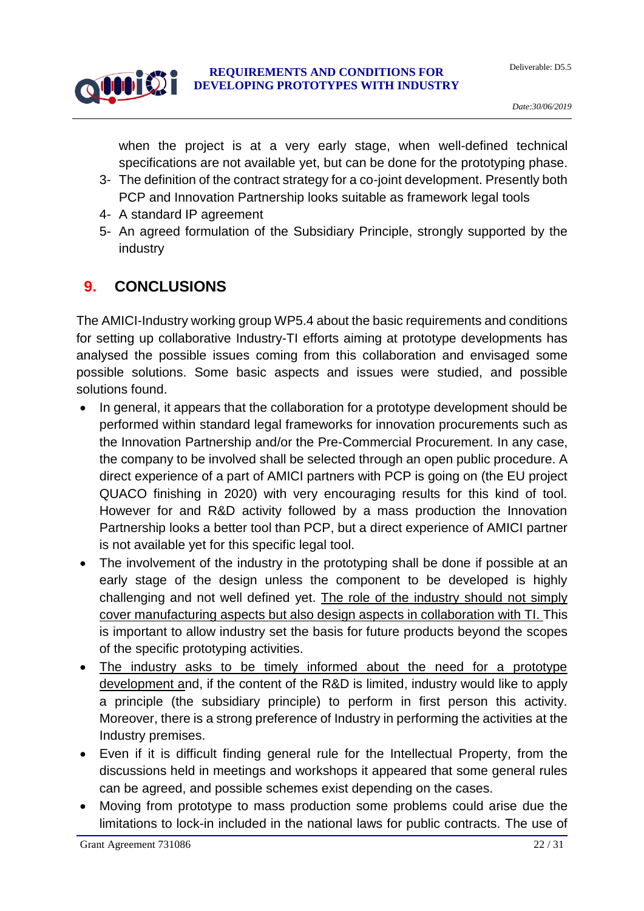when the project is at a very early stage, when well-defined technical specifications are not available yet, but can be done for the prototyping phase.

3- The definition of the contract strategy for a co-joint development. Presently both PCP and Innovation Partnership looks suitable as framework legal tools
4- A standard IP agreement
5- An agreed formulation of the Subsidiary Principle, strongly supported by the industry

# 9. CONCLUSIONS

The AMICI-Industry working group WP5.4 about the basic requirements and conditions for setting up collaborative Industry-TI efforts aiming at prototype developments has analysed the possible issues coming from this collaboration and envisaged some possible solutions. Some basic aspects and issues were studied, and possible solutions found.

- In general, it appears that the collaboration for a prototype development should be performed within standard legal frameworks for innovation procurements such as the Innovation Partnership and/or the Pre-Commercial Procurement. In any case, the company to be involved shall be selected through an open public procedure. A direct experience of a part of AMICI partners with PCP is going on (the EU project QUACO finishing in 2020) with very encouraging results for this kind of tool. However for and R&D activity followed by a mass production the Innovation Partnership looks a better tool than PCP, but a direct experience of AMICI partner is not available yet for this specific legal tool.
- The involvement of the industry in the prototyping shall be done if possible at an early stage of the design unless the component to be developed is highly challenging and not well defined yet. <u>The role of the industry should not simply cover manufacturing aspects but also design aspects in collaboration with TI.</u> This is important to allow industry set the basis for future products beyond the scopes of the specific prototyping activities.
- <u>The industry asks to be timely informed about the need for a prototype development</u> and, if the content of the R&D is limited, industry would like to apply a principle (the subsidiary principle) to perform in first person this activity. Moreover, there is a strong preference of Industry in performing the activities at the Industry premises.
- Even if it is difficult finding general rule for the Intellectual Property, from the discussions held in meetings and workshops it appeared that some general rules can be agreed, and possible schemes exist depending on the cases.
- Moving from prototype to mass production some problems could arise due the limitations to lock-in included in the national laws for public contracts. The use of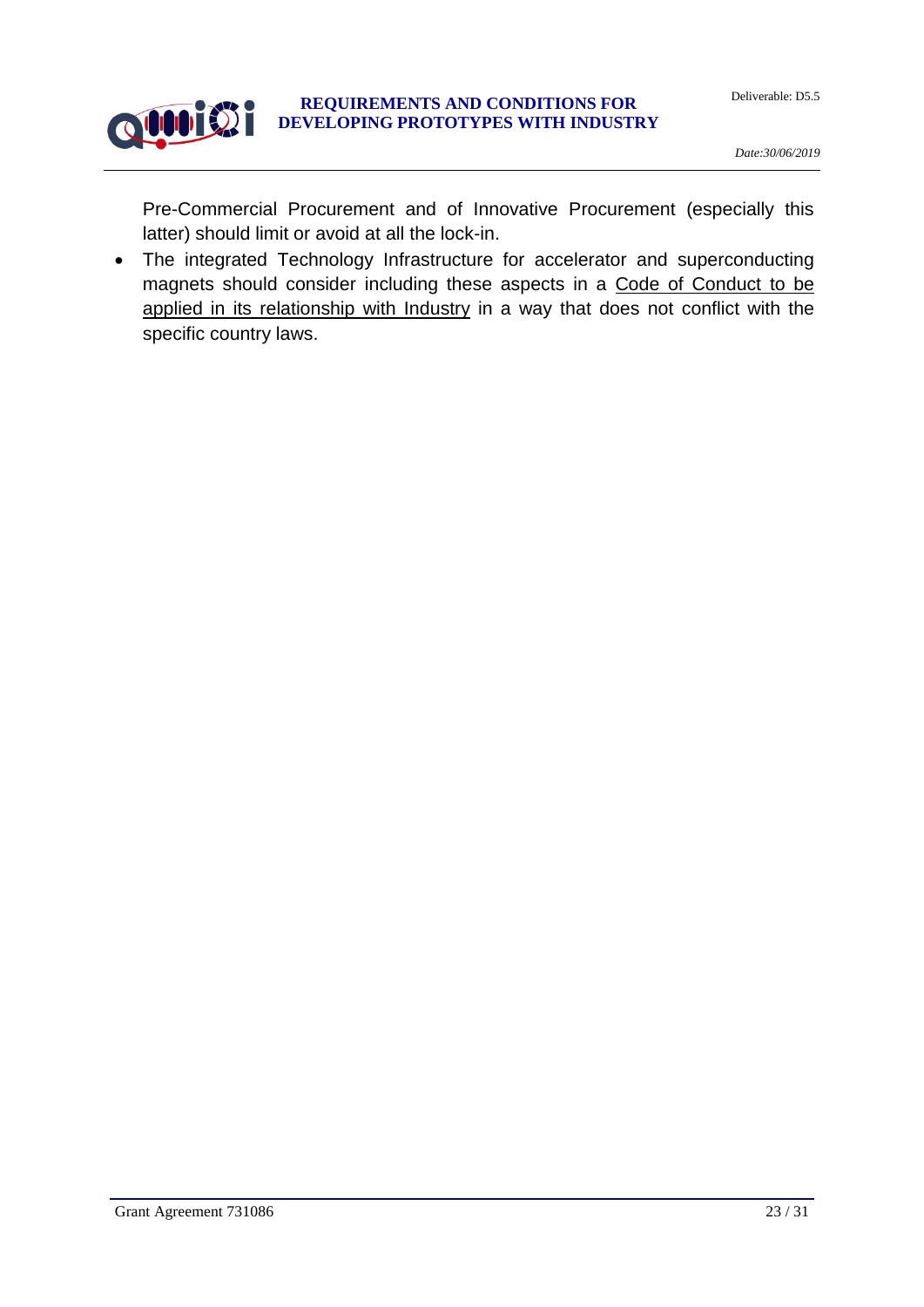Pre-Commercial Procurement and of Innovative Procurement (especially this latter) should limit or avoid at all the lock-in.

- The integrated Technology Infrastructure for accelerator and superconducting magnets should consider including these aspects in a <u>Code of Conduct to be applied in its relationship with Industry</u> in a way that does not conflict with the specific country laws.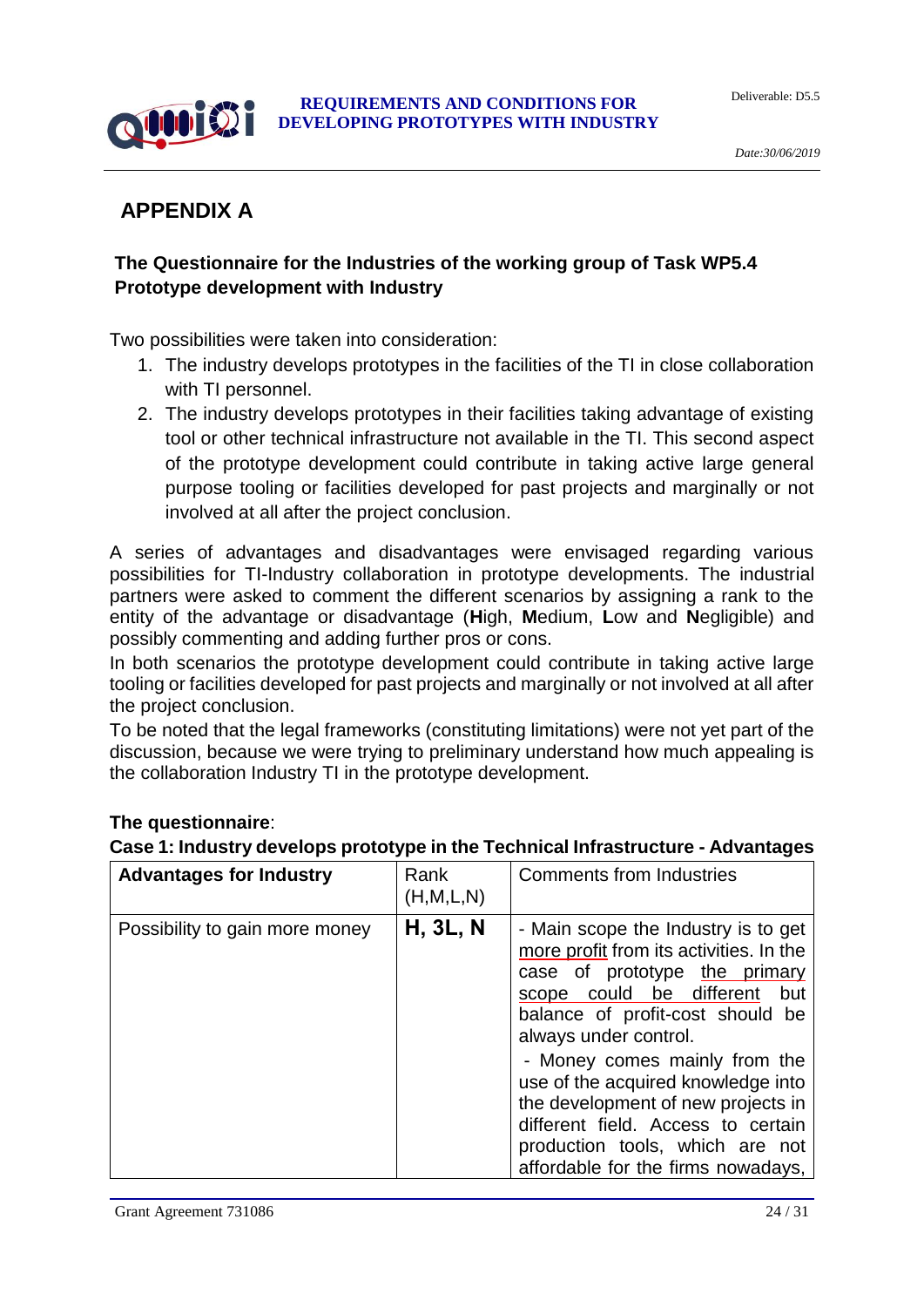## APPENDIX A

### The Questionnaire for the Industries of the working group of Task WP5.4 Prototype development with Industry

Two possibilities were taken into consideration:

1. The industry develops prototypes in the facilities of the TI in close collaboration with TI personnel.
2. The industry develops prototypes in their facilities taking advantage of existing tool or other technical infrastructure not available in the TI. This second aspect of the prototype development could contribute in taking active large general purpose tooling or facilities developed for past projects and marginally or not involved at all after the project conclusion.

A series of advantages and disadvantages were envisaged regarding various possibilities for TI-Industry collaboration in prototype developments. The industrial partners were asked to comment the different scenarios by assigning a rank to the entity of the advantage or disadvantage (**H**igh, **M**edium, **L**ow and **N**egligible) and possibly commenting and adding further pros or cons.

In both scenarios the prototype development could contribute in taking active large tooling or facilities developed for past projects and marginally or not involved at all after the project conclusion.

To be noted that the legal frameworks (constituting limitations) were not yet part of the discussion, because we were trying to preliminary understand how much appealing is the collaboration Industry TI in the prototype development.

**The questionnaire**:

**Case 1: Industry develops prototype in the Technical Infrastructure - Advantages**

| **Advantages for Industry** | Rank (H,M,L,N) | Comments from Industries |
|---|---|---|
| Possibility to gain more money | **H, 3L, N** | - Main scope the Industry is to get more profit from its activities. In the case of prototype the primary scope could be different but balance of profit-cost should be always under control.<br>- Money comes mainly from the use of the acquired knowledge into the development of new projects in different field. Access to certain production tools, which are not affordable for the firms nowadays, |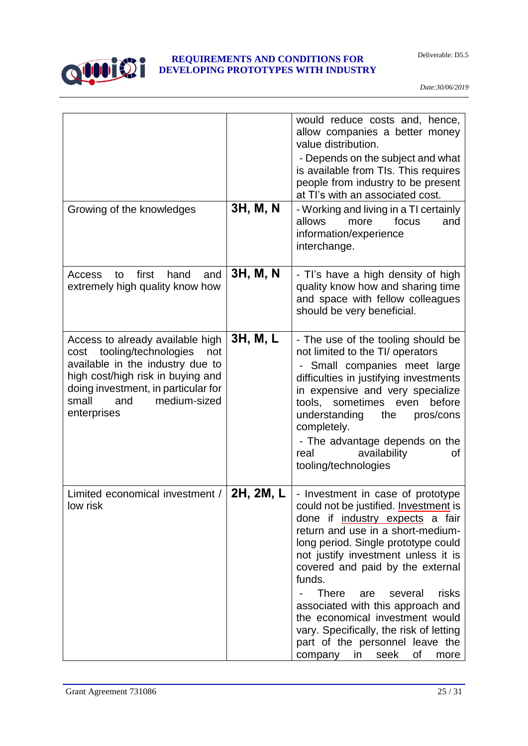| | | |
|---|---|---|
| | | would reduce costs and, hence, allow companies a better money value distribution.<br>- Depends on the subject and what is available from TIs. This requires people from industry to be present at TI's with an associated cost. |
| Growing of the knowledges | **3H, M, N** | - Working and living in a TI certainly allows more focus and information/experience interchange. |
| Access to first hand and extremely high quality know how | **3H, M, N** | - TI's have a high density of high quality know how and sharing time and space with fellow colleagues should be very beneficial. |
| Access to already available high cost tooling/technologies not available in the industry due to high cost/high risk in buying and doing investment, in particular for small and medium-sized enterprises | **3H, M, L** | - The use of the tooling should be not limited to the TI/ operators<br>- Small companies meet large difficulties in justifying investments in expensive and very specialize tools, sometimes even before understanding the pros/cons completely.<br>- The advantage depends on the real availability of tooling/technologies |
| Limited economical investment / low risk | **2H, 2M, L** | - Investment in case of prototype could not be justified. Investment is done if industry expects a fair return and use in a short-medium-long period. Single prototype could not justify investment unless it is covered and paid by the external funds.<br>- There are several risks associated with this approach and the economical investment would vary. Specifically, the risk of letting part of the personnel leave the company in seek of more |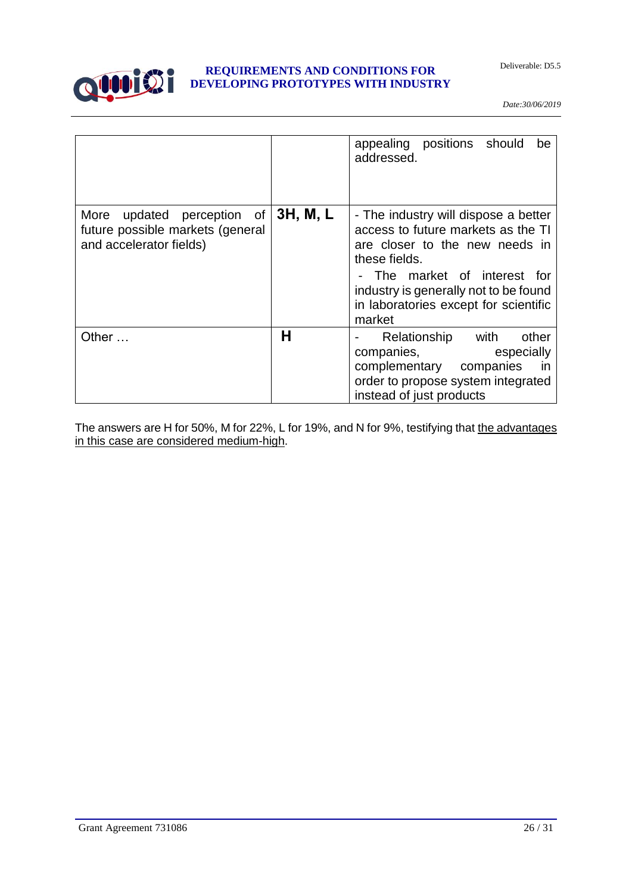| | | |
|---|---|---|
| | | appealing positions should be addressed. |
| More updated perception of future possible markets (general and accelerator fields) | **3H, M, L** | - The industry will dispose a better access to future markets as the TI are closer to the new needs in these fields.<br>- The market of interest for industry is generally not to be found in laboratories except for scientific market |
| Other … | **H** | - Relationship with other companies, especially complementary companies in order to propose system integrated instead of just products |

The answers are H for 50%, M for 22%, L for 19%, and N for 9%, testifying that <u>the advantages in this case are considered medium-high</u>.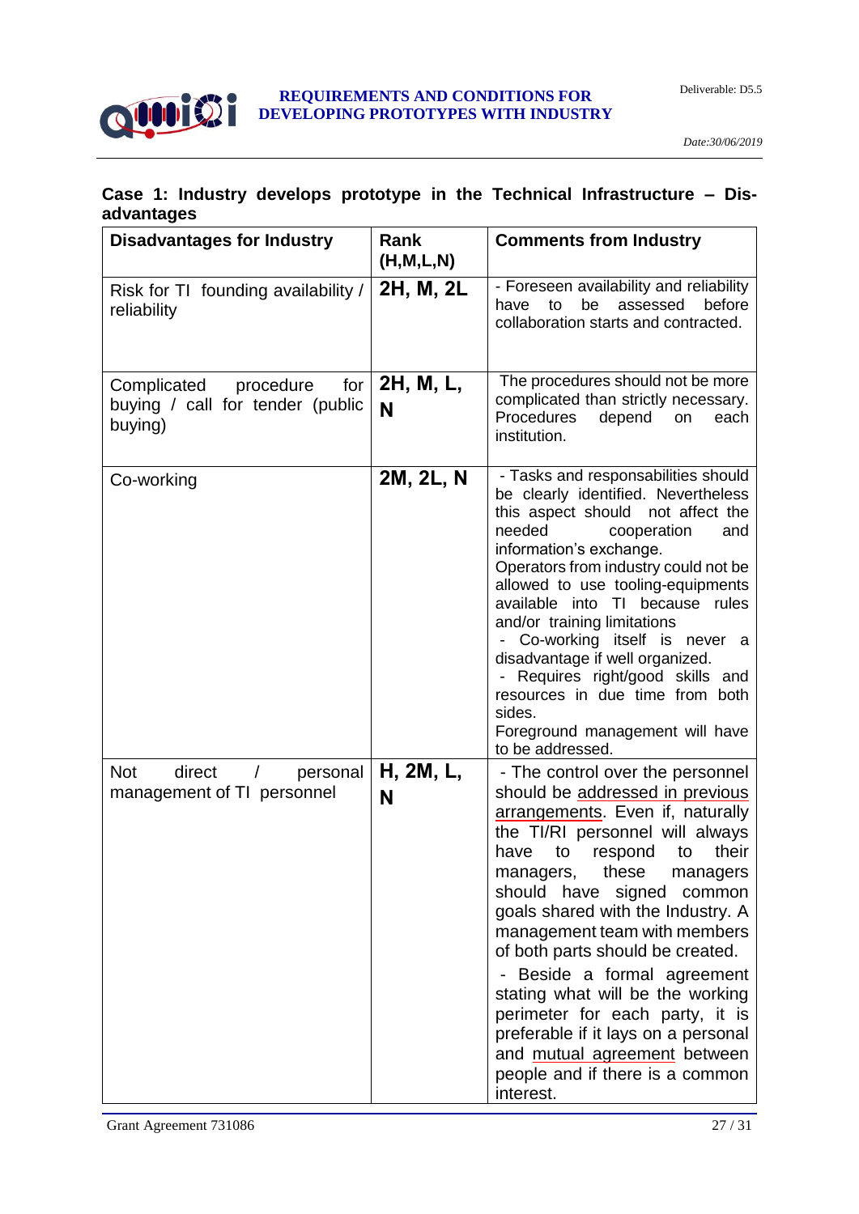### Case 1: Industry develops prototype in the Technical Infrastructure – Disadvantages

| Disadvantages for Industry | Rank (H,M,L,N) | Comments from Industry |
|---|---|---|
| Risk for TI founding availability / reliability | 2H, M, 2L | - Foreseen availability and reliability have to be assessed before collaboration starts and contracted. |
| Complicated procedure for buying / call for tender (public buying) | 2H, M, L, N | The procedures should not be more complicated than strictly necessary. Procedures depend on each institution. |
| Co-working | 2M, 2L, N | - Tasks and responsabilities should be clearly identified. Nevertheless this aspect should not affect the needed cooperation and information's exchange. Operators from industry could not be allowed to use tooling-equipments available into TI because rules and/or training limitations - Co-working itself is never a disadvantage if well organized. - Requires right/good skills and resources in due time from both sides. Foreground management will have to be addressed. |
| Not direct / personal management of TI personnel | H, 2M, L, N | - The control over the personnel should be addressed in previous arrangements. Even if, naturally the TI/RI personnel will always have to respond to their managers, these managers should have signed common goals shared with the Industry. A management team with members of both parts should be created. - Beside a formal agreement stating what will be the working perimeter for each party, it is preferable if it lays on a personal and mutual agreement between people and if there is a common interest. |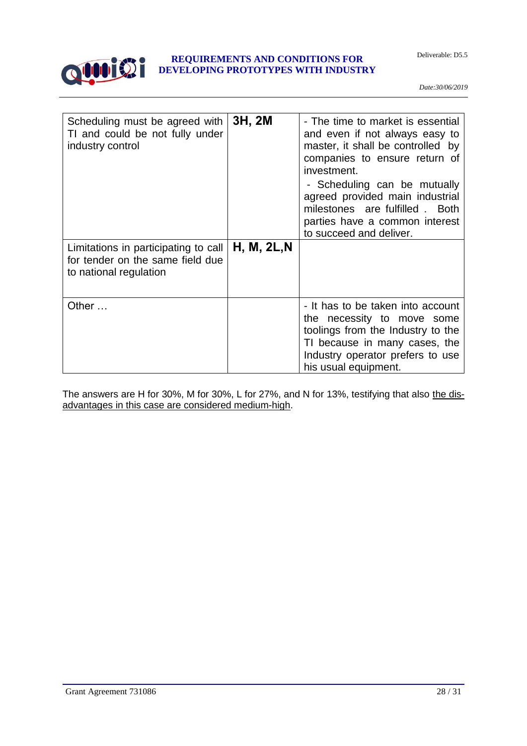| | | |
|---|---|---|
| Scheduling must be agreed with TI and could be not fully under industry control | **3H, 2M** | - The time to market is essential and even if not always easy to master, it shall be controlled by companies to ensure return of investment.<br>- Scheduling can be mutually agreed provided main industrial milestones are fulfilled . Both parties have a common interest to succeed and deliver. |
| Limitations in participating to call for tender on the same field due to national regulation | **H, M, 2L,N** | |
| Other … | | - It has to be taken into account the necessity to move some toolings from the Industry to the TI because in many cases, the Industry operator prefers to use his usual equipment. |

The answers are H for 30%, M for 30%, L for 27%, and N for 13%, testifying that also the dis-advantages in this case are considered medium-high.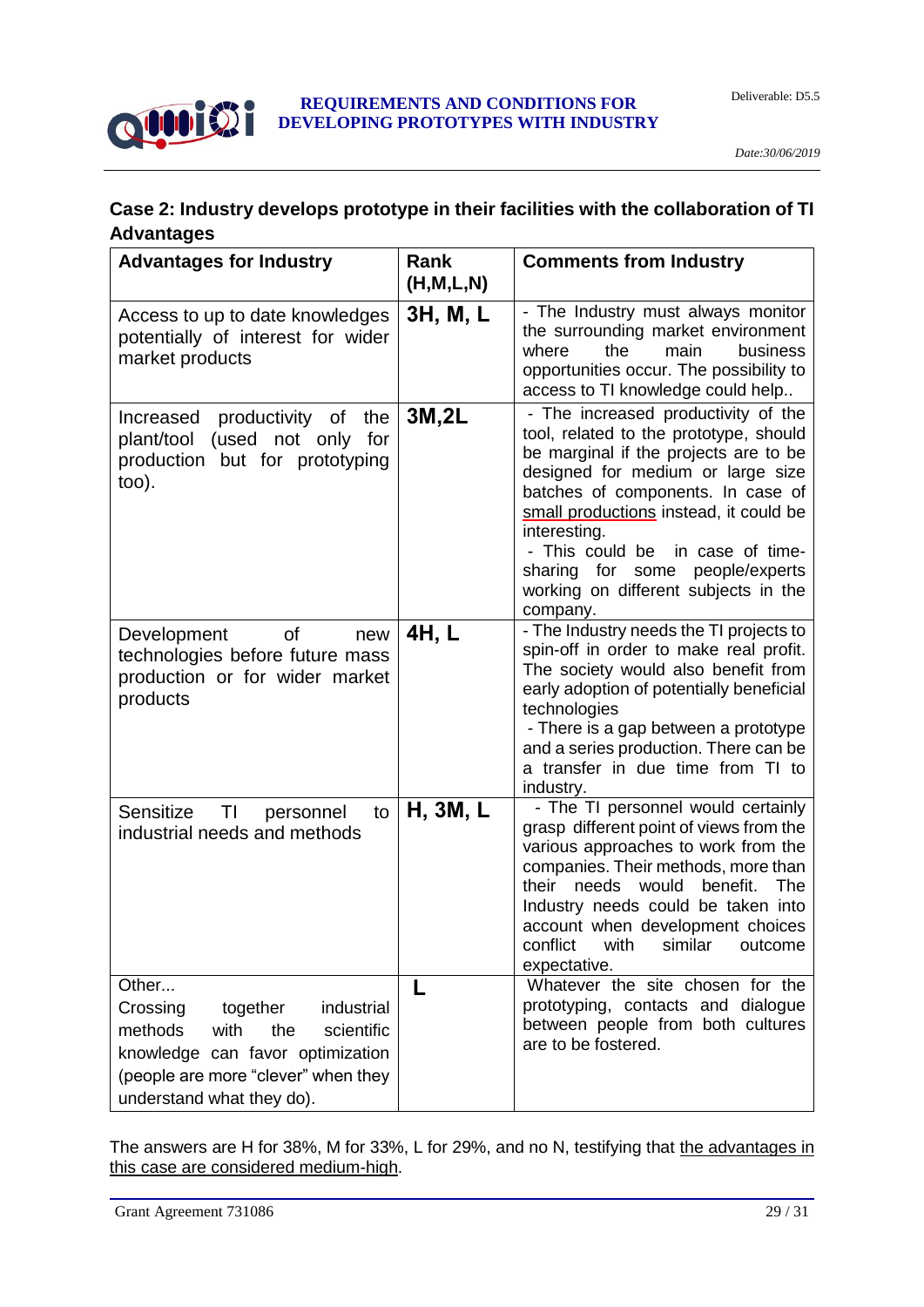## Case 2: Industry develops prototype in their facilities with the collaboration of TI Advantages

| Advantages for Industry | Rank (H,M,L,N) | Comments from Industry |
|---|---|---|
| Access to up to date knowledges potentially of interest for wider market products | 3H, M, L | - The Industry must always monitor the surrounding market environment where the main business opportunities occur. The possibility to access to TI knowledge could help.. |
| Increased productivity of the plant/tool (used not only for production but for prototyping too). | 3M,2L | - The increased productivity of the tool, related to the prototype, should be marginal if the projects are to be designed for medium or large size batches of components. In case of small productions instead, it could be interesting.<br>- This could be in case of time-sharing for some people/experts working on different subjects in the company. |
| Development of new technologies before future mass production or for wider market products | 4H, L | - The Industry needs the TI projects to spin-off in order to make real profit. The society would also benefit from early adoption of potentially beneficial technologies<br>- There is a gap between a prototype and a series production. There can be a transfer in due time from TI to industry. |
| Sensitize TI personnel to industrial needs and methods | H, 3M, L | - The TI personnel would certainly grasp different point of views from the various approaches to work from the companies. Their methods, more than their needs would benefit. The Industry needs could be taken into account when development choices conflict with similar outcome expectative. |
| Other...<br>Crossing together industrial methods with the scientific knowledge can favor optimization (people are more "clever" when they understand what they do). | L | Whatever the site chosen for the prototyping, contacts and dialogue between people from both cultures are to be fostered. |

The answers are H for 38%, M for 33%, L for 29%, and no N, testifying that the advantages in this case are considered medium-high.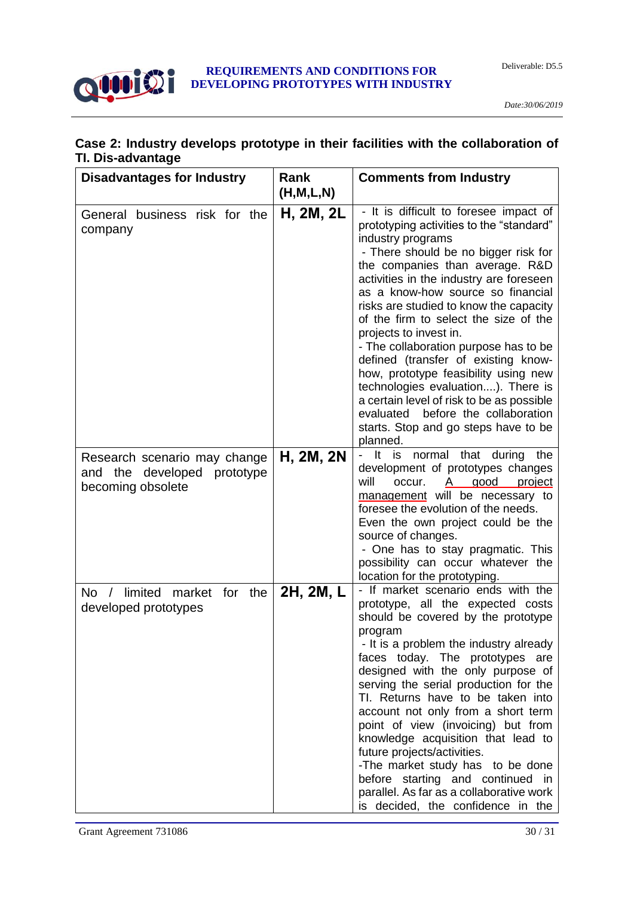### Case 2: Industry develops prototype in their facilities with the collaboration of TI. Dis-advantage

| Disadvantages for Industry | Rank (H,M,L,N) | Comments from Industry |
|---|---|---|
| General business risk for the company | H, 2M, 2L | - It is difficult to foresee impact of prototyping activities to the "standard" industry programs<br>- There should be no bigger risk for the companies than average. R&D activities in the industry are foreseen as a know-how source so financial risks are studied to know the capacity of the firm to select the size of the projects to invest in.<br>- The collaboration purpose has to be defined (transfer of existing know-how, prototype feasibility using new technologies evaluation....). There is a certain level of risk to be as possible evaluated before the collaboration starts. Stop and go steps have to be planned. |
| Research scenario may change and the developed prototype becoming obsolete | H, 2M, 2N | - It is normal that during the development of prototypes changes will occur. A good project management will be necessary to foresee the evolution of the needs. Even the own project could be the source of changes.<br>- One has to stay pragmatic. This possibility can occur whatever the location for the prototyping. |
| No / limited market for the developed prototypes | 2H, 2M, L | - If market scenario ends with the prototype, all the expected costs should be covered by the prototype program<br>- It is a problem the industry already faces today. The prototypes are designed with the only purpose of serving the serial production for the TI. Returns have to be taken into account not only from a short term point of view (invoicing) but from knowledge acquisition that lead to future projects/activities.<br>-The market study has to be done before starting and continued in parallel. As far as a collaborative work is decided, the confidence in the |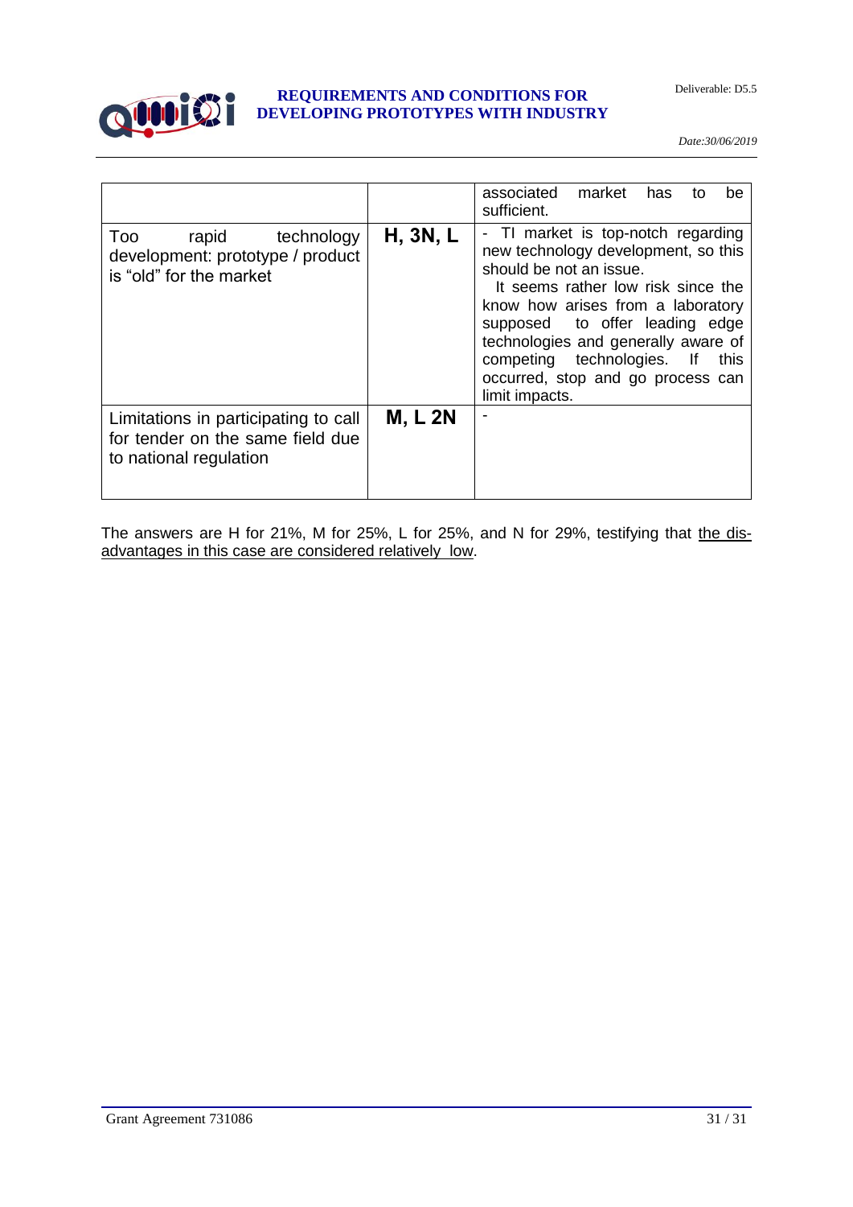| | | |
|---|---|---|
| | | associated market has to be sufficient. |
| Too rapid technology development: prototype / product is "old" for the market | **H, 3N, L** | - TI market is top-notch regarding new technology development, so this should be not an issue.<br>It seems rather low risk since the know how arises from a laboratory supposed to offer leading edge technologies and generally aware of competing technologies. If this occurred, stop and go process can limit impacts. |
| Limitations in participating to call for tender on the same field due to national regulation | **M, L 2N** | - |

The answers are H for 21%, M for 25%, L for 25%, and N for 29%, testifying that the dis-advantages in this case are considered relatively low.